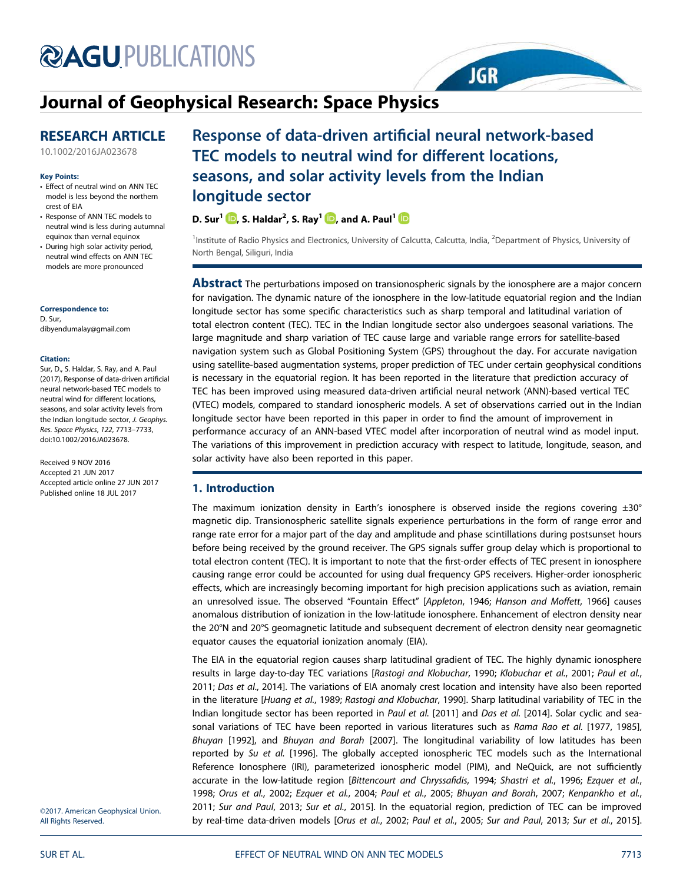# Journal of Geophysical Research: Space Physics

## RESEARCH ARTICLE

10.1002/2016JA023678

**Key Points:**

- Effect of neutral wind on ANN TEC model is less beyond the northern crest of EIA
- Response of ANN TEC models to neutral wind is less during autumnal equinox than vernal equinox
- During high solar activity period, neutral wind effects on ANN TEC models are more pronounced

**Correspondence to:**
D. Sur,
dibyendumalay@gmail.com

**Citation:**
Sur, D., S. Haldar, S. Ray, and A. Paul (2017), Response of data-driven artificial neural network-based TEC models to neutral wind for different locations, seasons, and solar activity levels from the Indian longitude sector, *J. Geophys. Res. Space Physics*, *122*, 7713–7733, doi:10.1002/2016JA023678.

Received 9 NOV 2016
Accepted 21 JUN 2017
Accepted article online 27 JUN 2017
Published online 18 JUL 2017

©2017. American Geophysical Union. All Rights Reserved.

# Response of data-driven artificial neural network-based TEC models to neutral wind for different locations, seasons, and solar activity levels from the Indian longitude sector

**D. Sur[1], S. Haldar[2], S. Ray[1], and A. Paul[1]**

[1]Institute of Radio Physics and Electronics, University of Calcutta, Calcutta, India, [2]Department of Physics, University of North Bengal, Siliguri, India

**Abstract** The perturbations imposed on transionospheric signals by the ionosphere are a major concern for navigation. The dynamic nature of the ionosphere in the low-latitude equatorial region and the Indian longitude sector has some specific characteristics such as sharp temporal and latitudinal variation of total electron content (TEC). TEC in the Indian longitude sector also undergoes seasonal variations. The large magnitude and sharp variation of TEC cause large and variable range errors for satellite-based navigation system such as Global Positioning System (GPS) throughout the day. For accurate navigation using satellite-based augmentation systems, proper prediction of TEC under certain geophysical conditions is necessary in the equatorial region. It has been reported in the literature that prediction accuracy of TEC has been improved using measured data-driven artificial neural network (ANN)-based vertical TEC (VTEC) models, compared to standard ionospheric models. A set of observations carried out in the Indian longitude sector have been reported in this paper in order to find the amount of improvement in performance accuracy of an ANN-based VTEC model after incorporation of neutral wind as model input. The variations of this improvement in prediction accuracy with respect to latitude, longitude, season, and solar activity have also been reported in this paper.

## 1. Introduction

The maximum ionization density in Earth's ionosphere is observed inside the regions covering ±30° magnetic dip. Transionospheric satellite signals experience perturbations in the form of range error and range rate error for a major part of the day and amplitude and phase scintillations during postsunset hours before being received by the ground receiver. The GPS signals suffer group delay which is proportional to total electron content (TEC). It is important to note that the first-order effects of TEC present in ionosphere causing range error could be accounted for using dual frequency GPS receivers. Higher-order ionospheric effects, which are increasingly becoming important for high precision applications such as aviation, remain an unresolved issue. The observed "Fountain Effect" [*Appleton*, 1946; *Hanson and Moffett*, 1966] causes anomalous distribution of ionization in the low-latitude ionosphere. Enhancement of electron density near the 20°N and 20°S geomagnetic latitude and subsequent decrement of electron density near geomagnetic equator causes the equatorial ionization anomaly (EIA).

The EIA in the equatorial region causes sharp latitudinal gradient of TEC. The highly dynamic ionosphere results in large day-to-day TEC variations [*Rastogi and Klobuchar*, 1990; *Klobuchar et al.*, 2001; *Paul et al.*, 2011; *Das et al.*, 2014]. The variations of EIA anomaly crest location and intensity have also been reported in the literature [*Huang et al.*, 1989; *Rastogi and Klobuchar*, 1990]. Sharp latitudinal variability of TEC in the Indian longitude sector has been reported in *Paul et al.* [2011] and *Das et al.* [2014]. Solar cyclic and seasonal variations of TEC have been reported in various literatures such as *Rama Rao et al.* [1977, 1985], *Bhuyan* [1992], and *Bhuyan and Borah* [2007]. The longitudinal variability of low latitudes has been reported by *Su et al.* [1996]. The globally accepted ionospheric TEC models such as the International Reference Ionosphere (IRI), parameterized ionospheric model (PIM), and NeQuick, are not sufficiently accurate in the low-latitude region [*Bittencourt and Chryssafidis*, 1994; *Shastri et al.*, 1996; *Ezquer et al.*, 1998; *Orus et al.*, 2002; *Ezquer et al.*, 2004; *Paul et al.*, 2005; *Bhuyan and Borah*, 2007; *Kenpankho et al.*, 2011; *Sur and Paul*, 2013; *Sur et al.*, 2015]. In the equatorial region, prediction of TEC can be improved by real-time data-driven models [*Orus et al.*, 2002; *Paul et al.*, 2005; *Sur and Paul*, 2013; *Sur et al.*, 2015].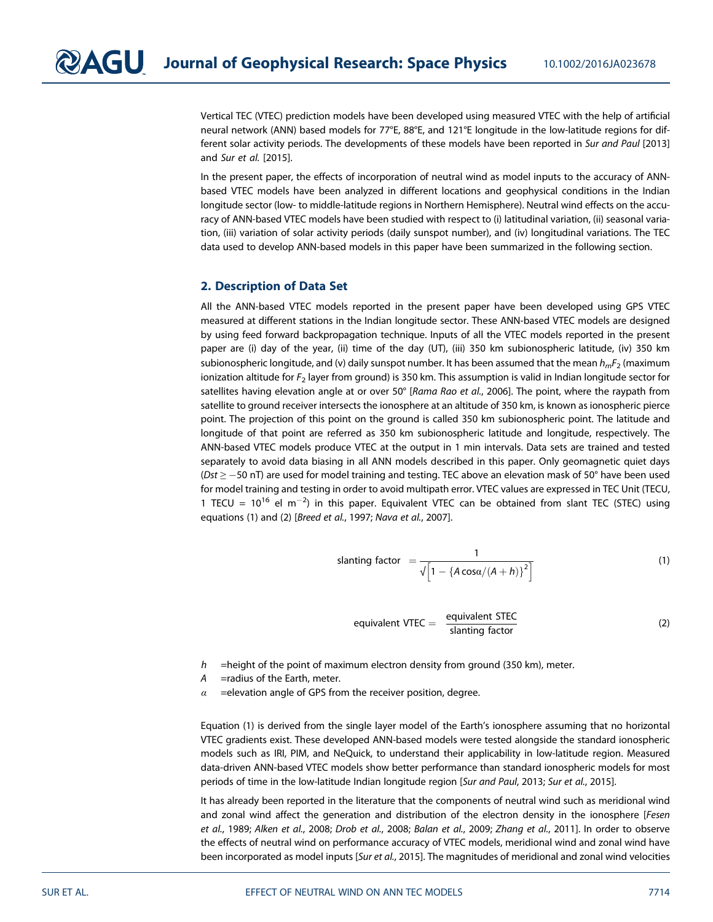Vertical TEC (VTEC) prediction models have been developed using measured VTEC with the help of artificial neural network (ANN) based models for 77°E, 88°E, and 121°E longitude in the low-latitude regions for different solar activity periods. The developments of these models have been reported in *Sur and Paul* [2013] and *Sur et al.* [2015].

In the present paper, the effects of incorporation of neutral wind as model inputs to the accuracy of ANN-based VTEC models have been analyzed in different locations and geophysical conditions in the Indian longitude sector (low- to middle-latitude regions in Northern Hemisphere). Neutral wind effects on the accuracy of ANN-based VTEC models have been studied with respect to (i) latitudinal variation, (ii) seasonal variation, (iii) variation of solar activity periods (daily sunspot number), and (iv) longitudinal variations. The TEC data used to develop ANN-based models in this paper have been summarized in the following section.

## 2. Description of Data Set

All the ANN-based VTEC models reported in the present paper have been developed using GPS VTEC measured at different stations in the Indian longitude sector. These ANN-based VTEC models are designed by using feed forward backpropagation technique. Inputs of all the VTEC models reported in the present paper are (i) day of the year, (ii) time of the day (UT), (iii) 350 km subionospheric latitude, (iv) 350 km subionospheric longitude, and (v) daily sunspot number. It has been assumed that the mean $h_mF_2$ (maximum ionization altitude for $F_2$ layer from ground) is 350 km. This assumption is valid in Indian longitude sector for satellites having elevation angle at or over 50° [*Rama Rao et al.*, 2006]. The point, where the raypath from satellite to ground receiver intersects the ionosphere at an altitude of 350 km, is known as ionospheric pierce point. The projection of this point on the ground is called 350 km subionospheric point. The latitude and longitude of that point are referred as 350 km subionospheric latitude and longitude, respectively. The ANN-based VTEC models produce VTEC at the output in 1 min intervals. Data sets are trained and tested separately to avoid data biasing in all ANN models described in this paper. Only geomagnetic quiet days ($Dst \geq -50$ nT) are used for model training and testing. TEC above an elevation mask of 50° have been used for model training and testing in order to avoid multipath error. VTEC values are expressed in TEC Unit (TECU, 1 TECU = $10^{16}$ el m$^{-2}$) in this paper. Equivalent VTEC can be obtained from slant TEC (STEC) using equations (1) and (2) [*Breed et al.*, 1997; *Nava et al.*, 2007].

$$\text{slanting factor} = \frac{1}{\sqrt{\left[1 - \{A\cos\alpha/(A+h)\}^2\right]}} \tag{1}$$

$$\text{equivalent VTEC} = \frac{\text{equivalent STEC}}{\text{slanting factor}} \tag{2}$$

$h$ =height of the point of maximum electron density from ground (350 km), meter.

$A$ =radius of the Earth, meter.

$\alpha$ =elevation angle of GPS from the receiver position, degree.

Equation (1) is derived from the single layer model of the Earth's ionosphere assuming that no horizontal VTEC gradients exist. These developed ANN-based models were tested alongside the standard ionospheric models such as IRI, PIM, and NeQuick, to understand their applicability in low-latitude region. Measured data-driven ANN-based VTEC models show better performance than standard ionospheric models for most periods of time in the low-latitude Indian longitude region [*Sur and Paul*, 2013; *Sur et al.*, 2015].

It has already been reported in the literature that the components of neutral wind such as meridional wind and zonal wind affect the generation and distribution of the electron density in the ionosphere [*Fesen et al.*, 1989; *Alken et al.*, 2008; *Drob et al.*, 2008; *Balan et al.*, 2009; *Zhang et al.*, 2011]. In order to observe the effects of neutral wind on performance accuracy of VTEC models, meridional wind and zonal wind have been incorporated as model inputs [*Sur et al.*, 2015]. The magnitudes of meridional and zonal wind velocities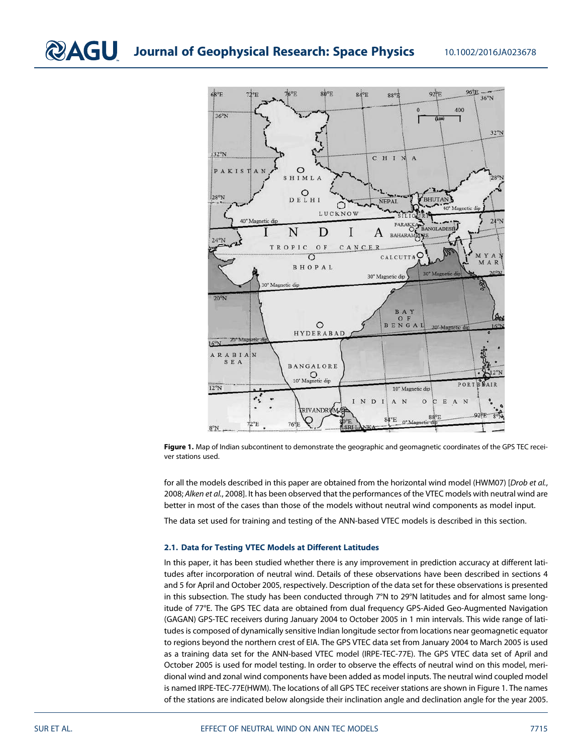MAP OF INDIA

68°E 72°E 76°E 80°E 84°E 88°E 92°E 96°E 36°N

0 400 (km)

36°N 32°N 32°N 28°N 28°N 24°N 24°N 20°N 20°N 16°N 16°N 12°N 12°N 8°N

PAKISTAN CHINA NEPAL BHUTAN BANGLADESH MYANMAR SRI LANKA

SHIMLA DELHI LUCKNOW SILIGURI FARAKKA BAHARAMPURE CALCUTTA BHOPAL HYDERABAD BANGALORE TRIVANDRUM PORT BLAIR

INDIA TROPIC OF CANCER ARABIAN SEA BAY OF BENGAL INDIAN OCEAN

40° Magnetic dip 30° Magnetic dip 20° Magnetic dip 10° Magnetic dip 0° Magnetic dip

72°E 76°E 80°E 84°E 88°E 92°E

**Figure 1.** Map of Indian subcontinent to demonstrate the geographic and geomagnetic coordinates of the GPS TEC receiver stations used.

for all the models described in this paper are obtained from the horizontal wind model (HWM07) [*Drob et al.*, 2008; *Alken et al.*, 2008]. It has been observed that the performances of the VTEC models with neutral wind are better in most of the cases than those of the models without neutral wind components as model input.

The data set used for training and testing of the ANN-based VTEC models is described in this section.

### 2.1. Data for Testing VTEC Models at Different Latitudes

In this paper, it has been studied whether there is any improvement in prediction accuracy at different latitudes after incorporation of neutral wind. Details of these observations have been described in sections 4 and 5 for April and October 2005, respectively. Description of the data set for these observations is presented in this subsection. The study has been conducted through 7°N to 29°N latitudes and for almost same longitude of 77°E. The GPS TEC data are obtained from dual frequency GPS-Aided Geo-Augmented Navigation (GAGAN) GPS-TEC receivers during January 2004 to October 2005 in 1 min intervals. This wide range of latitudes is composed of dynamically sensitive Indian longitude sector from locations near geomagnetic equator to regions beyond the northern crest of EIA. The GPS VTEC data set from January 2004 to March 2005 is used as a training data set for the ANN-based VTEC model (IRPE-TEC-77E). The GPS VTEC data set of April and October 2005 is used for model testing. In order to observe the effects of neutral wind on this model, meridional wind and zonal wind components have been added as model inputs. The neutral wind coupled model is named IRPE-TEC-77E(HWM). The locations of all GPS TEC receiver stations are shown in Figure 1. The names of the stations are indicated below alongside their inclination angle and declination angle for the year 2005.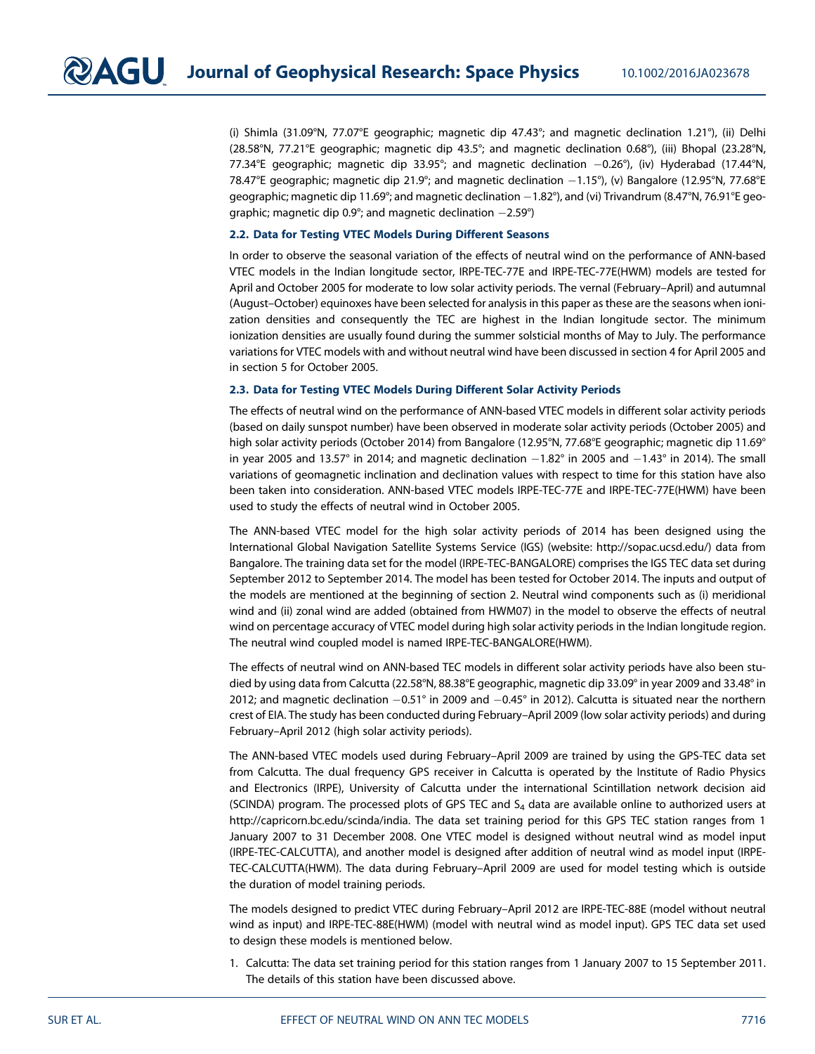(i) Shimla (31.09°N, 77.07°E geographic; magnetic dip 47.43°; and magnetic declination 1.21°), (ii) Delhi (28.58°N, 77.21°E geographic; magnetic dip 43.5°; and magnetic declination 0.68°), (iii) Bhopal (23.28°N, 77.34°E geographic; magnetic dip 33.95°; and magnetic declination −0.26°), (iv) Hyderabad (17.44°N, 78.47°E geographic; magnetic dip 21.9°; and magnetic declination −1.15°), (v) Bangalore (12.95°N, 77.68°E geographic; magnetic dip 11.69°; and magnetic declination −1.82°), and (vi) Trivandrum (8.47°N, 76.91°E geographic; magnetic dip 0.9°; and magnetic declination −2.59°)

### 2.2. Data for Testing VTEC Models During Different Seasons

In order to observe the seasonal variation of the effects of neutral wind on the performance of ANN-based VTEC models in the Indian longitude sector, IRPE-TEC-77E and IRPE-TEC-77E(HWM) models are tested for April and October 2005 for moderate to low solar activity periods. The vernal (February–April) and autumnal (August–October) equinoxes have been selected for analysis in this paper as these are the seasons when ionization densities and consequently the TEC are highest in the Indian longitude sector. The minimum ionization densities are usually found during the summer solsticial months of May to July. The performance variations for VTEC models with and without neutral wind have been discussed in section 4 for April 2005 and in section 5 for October 2005.

### 2.3. Data for Testing VTEC Models During Different Solar Activity Periods

The effects of neutral wind on the performance of ANN-based VTEC models in different solar activity periods (based on daily sunspot number) have been observed in moderate solar activity periods (October 2005) and high solar activity periods (October 2014) from Bangalore (12.95°N, 77.68°E geographic; magnetic dip 11.69° in year 2005 and 13.57° in 2014; and magnetic declination −1.82° in 2005 and −1.43° in 2014). The small variations of geomagnetic inclination and declination values with respect to time for this station have also been taken into consideration. ANN-based VTEC models IRPE-TEC-77E and IRPE-TEC-77E(HWM) have been used to study the effects of neutral wind in October 2005.

The ANN-based VTEC model for the high solar activity periods of 2014 has been designed using the International Global Navigation Satellite Systems Service (IGS) (website: http://sopac.ucsd.edu/) data from Bangalore. The training data set for the model (IRPE-TEC-BANGALORE) comprises the IGS TEC data set during September 2012 to September 2014. The model has been tested for October 2014. The inputs and output of the models are mentioned at the beginning of section 2. Neutral wind components such as (i) meridional wind and (ii) zonal wind are added (obtained from HWM07) in the model to observe the effects of neutral wind on percentage accuracy of VTEC model during high solar activity periods in the Indian longitude region. The neutral wind coupled model is named IRPE-TEC-BANGALORE(HWM).

The effects of neutral wind on ANN-based TEC models in different solar activity periods have also been studied by using data from Calcutta (22.58°N, 88.38°E geographic, magnetic dip 33.09° in year 2009 and 33.48° in 2012; and magnetic declination −0.51° in 2009 and −0.45° in 2012). Calcutta is situated near the northern crest of EIA. The study has been conducted during February–April 2009 (low solar activity periods) and during February–April 2012 (high solar activity periods).

The ANN-based VTEC models used during February–April 2009 are trained by using the GPS-TEC data set from Calcutta. The dual frequency GPS receiver in Calcutta is operated by the Institute of Radio Physics and Electronics (IRPE), University of Calcutta under the international Scintillation network decision aid (SCINDA) program. The processed plots of GPS TEC and $S_4$ data are available online to authorized users at http://capricorn.bc.edu/scinda/india. The data set training period for this GPS TEC station ranges from 1 January 2007 to 31 December 2008. One VTEC model is designed without neutral wind as model input (IRPE-TEC-CALCUTTA), and another model is designed after addition of neutral wind as model input (IRPE-TEC-CALCUTTA(HWM). The data during February–April 2009 are used for model testing which is outside the duration of model training periods.

The models designed to predict VTEC during February–April 2012 are IRPE-TEC-88E (model without neutral wind as input) and IRPE-TEC-88E(HWM) (model with neutral wind as model input). GPS TEC data set used to design these models is mentioned below.

1. Calcutta: The data set training period for this station ranges from 1 January 2007 to 15 September 2011. The details of this station have been discussed above.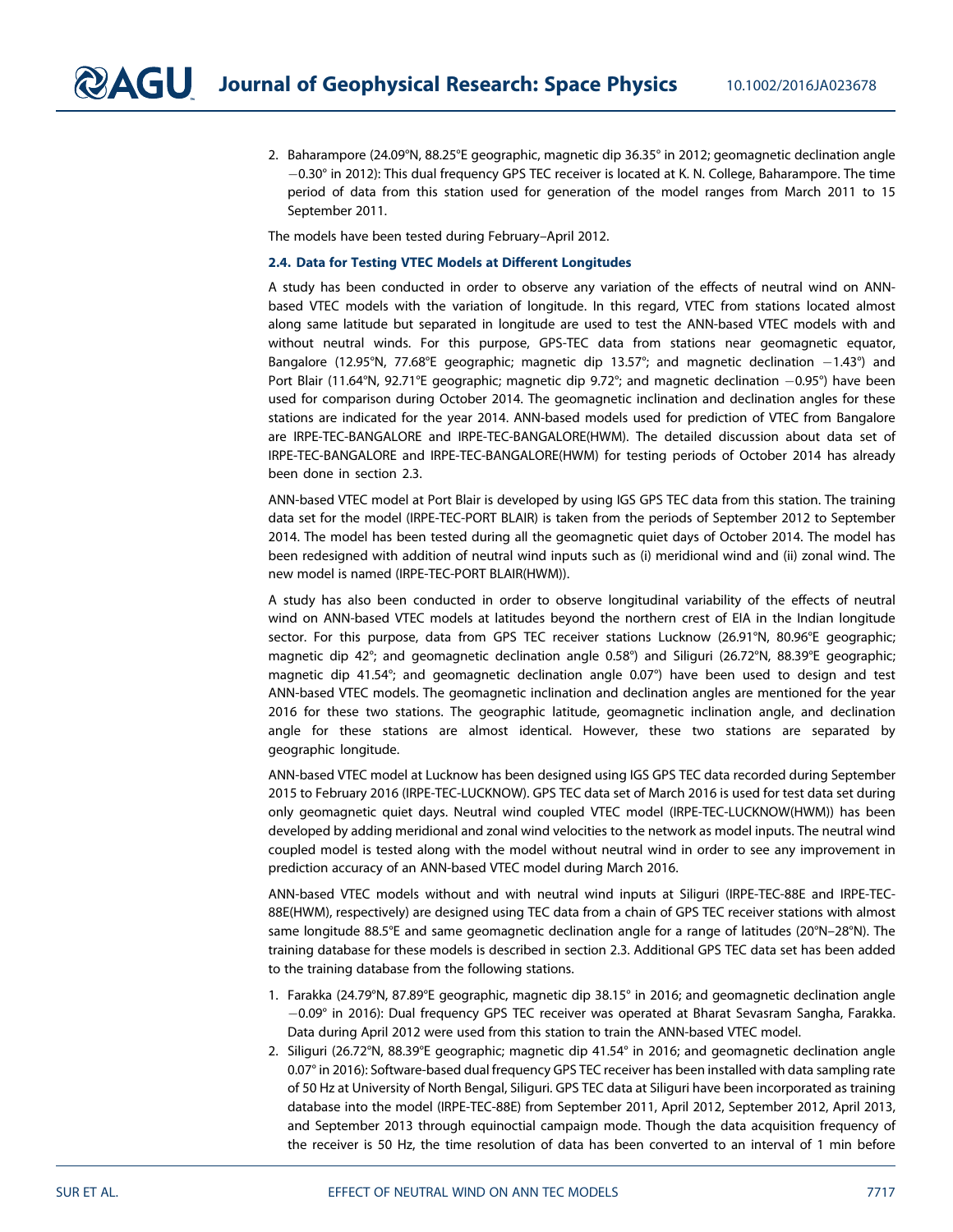2. Baharampore (24.09°N, 88.25°E geographic, magnetic dip 36.35° in 2012; geomagnetic declination angle −0.30° in 2012): This dual frequency GPS TEC receiver is located at K. N. College, Baharampore. The time period of data from this station used for generation of the model ranges from March 2011 to 15 September 2011.

The models have been tested during February–April 2012.

### 2.4. Data for Testing VTEC Models at Different Longitudes

A study has been conducted in order to observe any variation of the effects of neutral wind on ANN-based VTEC models with the variation of longitude. In this regard, VTEC from stations located almost along same latitude but separated in longitude are used to test the ANN-based VTEC models with and without neutral winds. For this purpose, GPS-TEC data from stations near geomagnetic equator, Bangalore (12.95°N, 77.68°E geographic; magnetic dip 13.57°; and magnetic declination −1.43°) and Port Blair (11.64°N, 92.71°E geographic; magnetic dip 9.72°; and magnetic declination −0.95°) have been used for comparison during October 2014. The geomagnetic inclination and declination angles for these stations are indicated for the year 2014. ANN-based models used for prediction of VTEC from Bangalore are IRPE-TEC-BANGALORE and IRPE-TEC-BANGALORE(HWM). The detailed discussion about data set of IRPE-TEC-BANGALORE and IRPE-TEC-BANGALORE(HWM) for testing periods of October 2014 has already been done in section 2.3.

ANN-based VTEC model at Port Blair is developed by using IGS GPS TEC data from this station. The training data set for the model (IRPE-TEC-PORT BLAIR) is taken from the periods of September 2012 to September 2014. The model has been tested during all the geomagnetic quiet days of October 2014. The model has been redesigned with addition of neutral wind inputs such as (i) meridional wind and (ii) zonal wind. The new model is named (IRPE-TEC-PORT BLAIR(HWM)).

A study has also been conducted in order to observe longitudinal variability of the effects of neutral wind on ANN-based VTEC models at latitudes beyond the northern crest of EIA in the Indian longitude sector. For this purpose, data from GPS TEC receiver stations Lucknow (26.91°N, 80.96°E geographic; magnetic dip 42°; and geomagnetic declination angle 0.58°) and Siliguri (26.72°N, 88.39°E geographic; magnetic dip 41.54°; and geomagnetic declination angle 0.07°) have been used to design and test ANN-based VTEC models. The geomagnetic inclination and declination angles are mentioned for the year 2016 for these two stations. The geographic latitude, geomagnetic inclination angle, and declination angle for these stations are almost identical. However, these two stations are separated by geographic longitude.

ANN-based VTEC model at Lucknow has been designed using IGS GPS TEC data recorded during September 2015 to February 2016 (IRPE-TEC-LUCKNOW). GPS TEC data set of March 2016 is used for test data set during only geomagnetic quiet days. Neutral wind coupled VTEC model (IRPE-TEC-LUCKNOW(HWM)) has been developed by adding meridional and zonal wind velocities to the network as model inputs. The neutral wind coupled model is tested along with the model without neutral wind in order to see any improvement in prediction accuracy of an ANN-based VTEC model during March 2016.

ANN-based VTEC models without and with neutral wind inputs at Siliguri (IRPE-TEC-88E and IRPE-TEC-88E(HWM), respectively) are designed using TEC data from a chain of GPS TEC receiver stations with almost same longitude 88.5°E and same geomagnetic declination angle for a range of latitudes (20°N–28°N). The training database for these models is described in section 2.3. Additional GPS TEC data set has been added to the training database from the following stations.

1. Farakka (24.79°N, 87.89°E geographic, magnetic dip 38.15° in 2016; and geomagnetic declination angle −0.09° in 2016): Dual frequency GPS TEC receiver was operated at Bharat Sevasram Sangha, Farakka. Data during April 2012 were used from this station to train the ANN-based VTEC model.
2. Siliguri (26.72°N, 88.39°E geographic; magnetic dip 41.54° in 2016; and geomagnetic declination angle 0.07° in 2016): Software-based dual frequency GPS TEC receiver has been installed with data sampling rate of 50 Hz at University of North Bengal, Siliguri. GPS TEC data at Siliguri have been incorporated as training database into the model (IRPE-TEC-88E) from September 2011, April 2012, September 2012, April 2013, and September 2013 through equinoctial campaign mode. Though the data acquisition frequency of the receiver is 50 Hz, the time resolution of data has been converted to an interval of 1 min before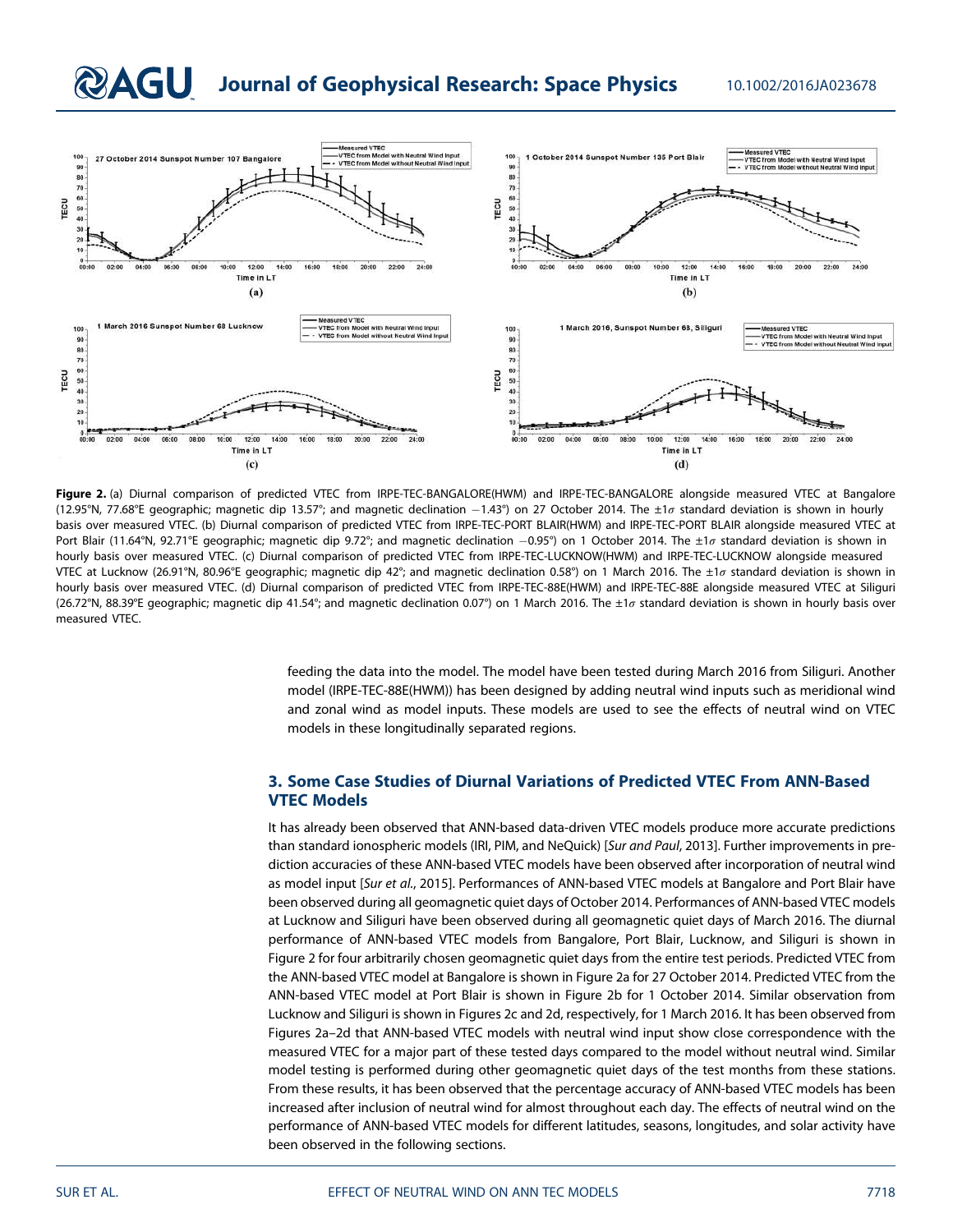27 October 2014 Sunspot Number 107 Bangalore

Measured VTEC
VTEC from Model with Neutral Wind Input
VTEC from Model without Neutral Wind Input

TECU

Time in LT

(a)

1 October 2014 Sunspot Number 135 Port Blair

Measured VTEC
VTEC from Model with Neutral Wind Input
VTEC from Model without Neutral Wind Input

TECU

Time in LT

(b)

1 March 2016 Sunspot Number 68 Lucknow

Measured VTEC
VTEC from Model with Neutral Wind Input
VTEC from Model without Neutral Wind Input

TECU

Time in LT

(c)

1 March 2016, Sunspot Number 68, Siliguri

Measured VTEC
VTEC from Model with Neutral Wind Input
VTEC from Model without Neutral Wind Input

TECU

Time in LT

(d)

**Figure 2.** (a) Diurnal comparison of predicted VTEC from IRPE-TEC-BANGALORE(HWM) and IRPE-TEC-BANGALORE alongside measured VTEC at Bangalore (12.95°N, 77.68°E geographic; magnetic dip 13.57°; and magnetic declination −1.43°) on 27 October 2014. The $\pm 1\sigma$ standard deviation is shown in hourly basis over measured VTEC. (b) Diurnal comparison of predicted VTEC from IRPE-TEC-PORT BLAIR(HWM) and IRPE-TEC-PORT BLAIR alongside measured VTEC at Port Blair (11.64°N, 92.71°E geographic; magnetic dip 9.72°; and magnetic declination −0.95°) on 1 October 2014. The $\pm 1\sigma$ standard deviation is shown in hourly basis over measured VTEC. (c) Diurnal comparison of predicted VTEC from IRPE-TEC-LUCKNOW(HWM) and IRPE-TEC-LUCKNOW alongside measured VTEC at Lucknow (26.91°N, 80.96°E geographic; magnetic dip 42°; and magnetic declination 0.58°) on 1 March 2016. The $\pm 1\sigma$ standard deviation is shown in hourly basis over measured VTEC. (d) Diurnal comparison of predicted VTEC from IRPE-TEC-88E(HWM) and IRPE-TEC-88E alongside measured VTEC at Siliguri (26.72°N, 88.39°E geographic; magnetic dip 41.54°; and magnetic declination 0.07°) on 1 March 2016. The $\pm 1\sigma$ standard deviation is shown in hourly basis over measured VTEC.

feeding the data into the model. The model have been tested during March 2016 from Siliguri. Another model (IRPE-TEC-88E(HWM)) has been designed by adding neutral wind inputs such as meridional wind and zonal wind as model inputs. These models are used to see the effects of neutral wind on VTEC models in these longitudinally separated regions.

## 3. Some Case Studies of Diurnal Variations of Predicted VTEC From ANN-Based VTEC Models

It has already been observed that ANN-based data-driven VTEC models produce more accurate predictions than standard ionospheric models (IRI, PIM, and NeQuick) [*Sur and Paul*, 2013]. Further improvements in prediction accuracies of these ANN-based VTEC models have been observed after incorporation of neutral wind as model input [*Sur et al.*, 2015]. Performances of ANN-based VTEC models at Bangalore and Port Blair have been observed during all geomagnetic quiet days of October 2014. Performances of ANN-based VTEC models at Lucknow and Siliguri have been observed during all geomagnetic quiet days of March 2016. The diurnal performance of ANN-based VTEC models from Bangalore, Port Blair, Lucknow, and Siliguri is shown in Figure 2 for four arbitrarily chosen geomagnetic quiet days from the entire test periods. Predicted VTEC from the ANN-based VTEC model at Bangalore is shown in Figure 2a for 27 October 2014. Predicted VTEC from the ANN-based VTEC model at Port Blair is shown in Figure 2b for 1 October 2014. Similar observation from Lucknow and Siliguri is shown in Figures 2c and 2d, respectively, for 1 March 2016. It has been observed from Figures 2a–2d that ANN-based VTEC models with neutral wind input show close correspondence with the measured VTEC for a major part of these tested days compared to the model without neutral wind. Similar model testing is performed during other geomagnetic quiet days of the test months from these stations. From these results, it has been observed that the percentage accuracy of ANN-based VTEC models has been increased after inclusion of neutral wind for almost throughout each day. The effects of neutral wind on the performance of ANN-based VTEC models for different latitudes, seasons, longitudes, and solar activity have been observed in the following sections.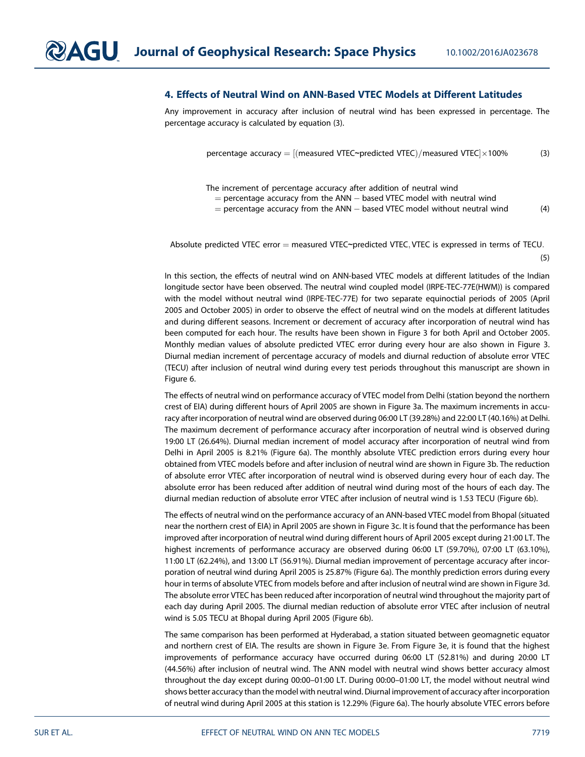## 4. Effects of Neutral Wind on ANN-Based VTEC Models at Different Latitudes

Any improvement in accuracy after inclusion of neutral wind has been expressed in percentage. The percentage accuracy is calculated by equation (3).

$$\text{percentage accuracy} = [(\text{measured VTEC}{\sim}\text{predicted VTEC})/\text{measured VTEC}] \times 100\% \tag{3}$$

$$\begin{aligned}&\text{The increment of percentage accuracy after addition of neutral wind}\\&= \text{percentage accuracy from the ANN} - \text{based VTEC model with neutral wind}\\&= \text{percentage accuracy from the ANN} - \text{based VTEC model without neutral wind}\end{aligned} \tag{4}$$

$$\text{Absolute predicted VTEC error} = \text{measured VTEC}{\sim}\text{predicted VTEC, VTEC is expressed in terms of TECU.} \tag{5}$$

In this section, the effects of neutral wind on ANN-based VTEC models at different latitudes of the Indian longitude sector have been observed. The neutral wind coupled model (IRPE-TEC-77E(HWM)) is compared with the model without neutral wind (IRPE-TEC-77E) for two separate equinoctial periods of 2005 (April 2005 and October 2005) in order to observe the effect of neutral wind on the models at different latitudes and during different seasons. Increment or decrement of accuracy after incorporation of neutral wind has been computed for each hour. The results have been shown in Figure 3 for both April and October 2005. Monthly median values of absolute predicted VTEC error during every hour are also shown in Figure 3. Diurnal median increment of percentage accuracy of models and diurnal reduction of absolute error VTEC (TECU) after inclusion of neutral wind during every test periods throughout this manuscript are shown in Figure 6.

The effects of neutral wind on performance accuracy of VTEC model from Delhi (station beyond the northern crest of EIA) during different hours of April 2005 are shown in Figure 3a. The maximum increments in accuracy after incorporation of neutral wind are observed during 06:00 LT (39.28%) and 22:00 LT (40.16%) at Delhi. The maximum decrement of performance accuracy after incorporation of neutral wind is observed during 19:00 LT (26.64%). Diurnal median increment of model accuracy after incorporation of neutral wind from Delhi in April 2005 is 8.21% (Figure 6a). The monthly absolute VTEC prediction errors during every hour obtained from VTEC models before and after inclusion of neutral wind are shown in Figure 3b. The reduction of absolute error VTEC after incorporation of neutral wind is observed during every hour of each day. The absolute error has been reduced after addition of neutral wind during most of the hours of each day. The diurnal median reduction of absolute error VTEC after inclusion of neutral wind is 1.53 TECU (Figure 6b).

The effects of neutral wind on the performance accuracy of an ANN-based VTEC model from Bhopal (situated near the northern crest of EIA) in April 2005 are shown in Figure 3c. It is found that the performance has been improved after incorporation of neutral wind during different hours of April 2005 except during 21:00 LT. The highest increments of performance accuracy are observed during 06:00 LT (59.70%), 07:00 LT (63.10%), 11:00 LT (62.24%), and 13:00 LT (56.91%). Diurnal median improvement of percentage accuracy after incorporation of neutral wind during April 2005 is 25.87% (Figure 6a). The monthly prediction errors during every hour in terms of absolute VTEC from models before and after inclusion of neutral wind are shown in Figure 3d. The absolute error VTEC has been reduced after incorporation of neutral wind throughout the majority part of each day during April 2005. The diurnal median reduction of absolute error VTEC after inclusion of neutral wind is 5.05 TECU at Bhopal during April 2005 (Figure 6b).

The same comparison has been performed at Hyderabad, a station situated between geomagnetic equator and northern crest of EIA. The results are shown in Figure 3e. From Figure 3e, it is found that the highest improvements of performance accuracy have occurred during 06:00 LT (52.81%) and during 20:00 LT (44.56%) after inclusion of neutral wind. The ANN model with neutral wind shows better accuracy almost throughout the day except during 00:00–01:00 LT. During 00:00–01:00 LT, the model without neutral wind shows better accuracy than the model with neutral wind. Diurnal improvement of accuracy after incorporation of neutral wind during April 2005 at this station is 12.29% (Figure 6a). The hourly absolute VTEC errors before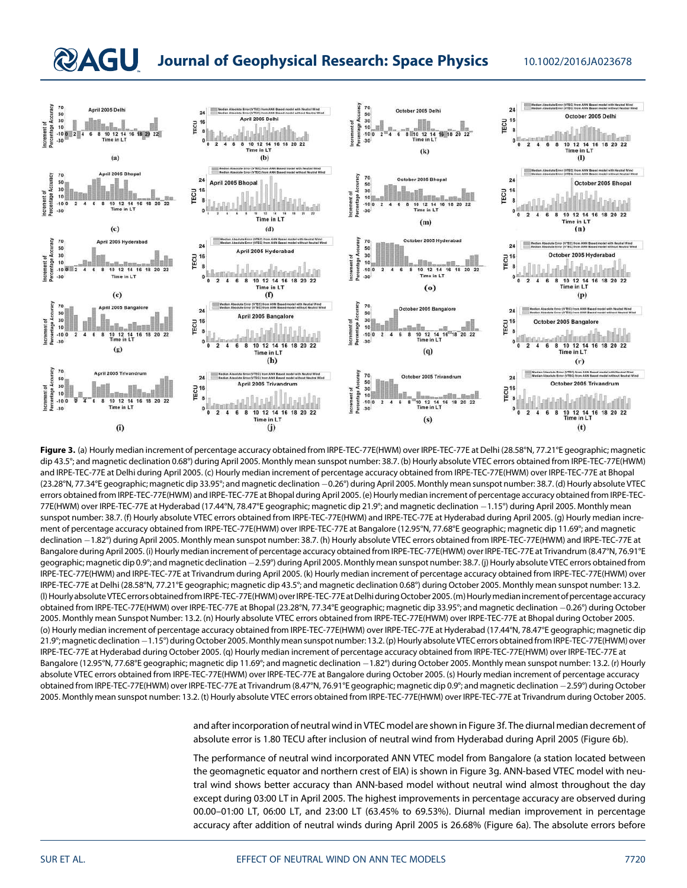April 2005 Delhi

Increment of Percentage Accuracy

Time in LT

(a)

Median Absolute Error (VTEC) from ANN Based model with Neutral Wind
Median Absolute Error (VTEC) from ANN Based model without Neutral Wind

April 2005 Delhi

TECU

Time in LT

(b)

October 2005 Delhi

Increment of Percentage Accuracy

Time in LT

(k)

Median Absolute Error (VTEC) from ANN Based model with Neutral Wind
Median Absolute Error (VTEC) from ANN Based model without Neutral Wind

October 2005 Delhi

TECU

Time in LT

(l)

April 2005 Bhopal

Increment of Percentage Accuracy

Time in LT

(c)

April 2005 Bhopal

TECU

Time in LT

(d)

October 2005 Bhopal

Increment of Percentage Accuracy

Time in LT

(m)

October 2005 Bhopal

TECU

Time in LT

(n)

April 2005 Hyderabad

Increment of Percentage Accuracy

Time in LT

(e)

April 2005 Hyderabad

TECU

Time in LT

(f)

October 2005 Hyderabad

Increment of Percentage Accuracy

Time in LT

(o)

October 2005 Hyderabad

TECU

Time in LT

(p)

April 2005 Bangalore

Increment of Percentage Accuracy

Time in LT

(g)

April 2005 Bangalore

TECU

Time in LT

(h)

October 2005 Bangalore

Increment of Percentage Accuracy

Time in LT

(q)

October 2005 Bangalore

TECU

Time in LT

(r)

April 2005 Trivandrum

Increment of Percentage Accuracy

Time in LT

(i)

April 2005 Trivandrum

TECU

Time in LT

(j)

October 2005 Trivandrum

Increment of Percentage Accuracy

Time in LT

(s)

October 2005 Trivandrum

TECU

Time in LT

(t)

**Figure 3.** (a) Hourly median increment of percentage accuracy obtained from IRPE-TEC-77E(HWM) over IRPE-TEC-77E at Delhi (28.58°N, 77.21°E geographic; magnetic dip 43.5°; and magnetic declination 0.68°) during April 2005. Monthly mean sunspot number: 38.7. (b) Hourly absolute VTEC errors obtained from IRPE-TEC-77E(HWM) and IRPE-TEC-77E at Delhi during April 2005. (c) Hourly median increment of percentage accuracy obtained from IRPE-TEC-77E(HWM) over IRPE-TEC-77E at Bhopal (23.28°N, 77.34°E geographic; magnetic dip 33.95°; and magnetic declination −0.26°) during April 2005. Monthly mean sunspot number: 38.7. (d) Hourly absolute VTEC errors obtained from IRPE-TEC-77E(HWM) and IRPE-TEC-77E at Bhopal during April 2005. (e) Hourly median increment of percentage accuracy obtained from IRPE-TEC-77E(HWM) over IRPE-TEC-77E at Hyderabad (17.44°N, 78.47°E geographic; magnetic dip 21.9°; and magnetic declination −1.15°) during April 2005. Monthly mean sunspot number: 38.7. (f) Hourly absolute VTEC errors obtained from IRPE-TEC-77E(HWM) and IRPE-TEC-77E at Hyderabad during April 2005. (g) Hourly median increment of percentage accuracy obtained from IRPE-TEC-77E(HWM) over IRPE-TEC-77E at Bangalore (12.95°N, 77.68°E geographic; magnetic dip 11.69°; and magnetic declination −1.82°) during April 2005. Monthly mean sunspot number: 38.7. (h) Hourly absolute VTEC errors obtained from IRPE-TEC-77E(HWM) and IRPE-TEC-77E at Bangalore during April 2005. (i) Hourly median increment of percentage accuracy obtained from IRPE-TEC-77E(HWM) over IRPE-TEC-77E at Trivandrum (8.47°N, 76.91°E geographic; magnetic dip 0.9°; and magnetic declination −2.59°) during April 2005. Monthly mean sunspot number: 38.7. (j) Hourly absolute VTEC errors obtained from IRPE-TEC-77E(HWM) and IRPE-TEC-77E at Trivandrum during April 2005. (k) Hourly median increment of percentage accuracy obtained from IRPE-TEC-77E(HWM) over IRPE-TEC-77E at Delhi (28.58°N, 77.21°E geographic; magnetic dip 43.5°; and magnetic declination 0.68°) during October 2005. Monthly mean sunspot number: 13.2. (l) Hourly absolute VTEC errors obtained from IRPE-TEC-77E(HWM) over IRPE-TEC-77E at Delhi during October 2005. (m) Hourly median increment of percentage accuracy obtained from IRPE-TEC-77E(HWM) over IRPE-TEC-77E at Bhopal (23.28°N, 77.34°E geographic; magnetic dip 33.95°; and magnetic declination −0.26°) during October 2005. Monthly mean Sunspot Number: 13.2. (n) Hourly absolute VTEC errors obtained from IRPE-TEC-77E(HWM) over IRPE-TEC-77E at Bhopal during October 2005. (o) Hourly median increment of percentage accuracy obtained from IRPE-TEC-77E(HWM) over IRPE-TEC-77E at Hyderabad (17.44°N, 78.47°E geographic; magnetic dip 21.9°; magnetic declination −1.15°) during October 2005. Monthly mean sunspot number: 13.2. (p) Hourly absolute VTEC errors obtained from IRPE-TEC-77E(HWM) over IRPE-TEC-77E at Hyderabad during October 2005. (q) Hourly median increment of percentage accuracy obtained from IRPE-TEC-77E(HWM) over IRPE-TEC-77E at Bangalore (12.95°N, 77.68°E geographic; magnetic dip 11.69°; and magnetic declination −1.82°) during October 2005. Monthly mean sunspot number: 13.2. (r) Hourly absolute VTEC errors obtained from IRPE-TEC-77E(HWM) over IRPE-TEC-77E at Bangalore during October 2005. (s) Hourly median increment of percentage accuracy obtained from IRPE-TEC-77E(HWM) over IRPE-TEC-77E at Trivandrum (8.47°N, 76.91°E geographic; magnetic dip 0.9°; and magnetic declination −2.59°) during October 2005. Monthly mean sunspot number: 13.2. (t) Hourly absolute VTEC errors obtained from IRPE-TEC-77E(HWM) over IRPE-TEC-77E at Trivandrum during October 2005.

and after incorporation of neutral wind in VTEC model are shown in Figure 3f. The diurnal median decrement of absolute error is 1.80 TECU after inclusion of neutral wind from Hyderabad during April 2005 (Figure 6b).

The performance of neutral wind incorporated ANN VTEC model from Bangalore (a station located between the geomagnetic equator and northern crest of EIA) is shown in Figure 3g. ANN-based VTEC model with neutral wind shows better accuracy than ANN-based model without neutral wind almost throughout the day except during 03:00 LT in April 2005. The highest improvements in percentage accuracy are observed during 00.00–01:00 LT, 06:00 LT, and 23:00 LT (63.45% to 69.53%). Diurnal median improvement in percentage accuracy after addition of neutral winds during April 2005 is 26.68% (Figure 6a). The absolute errors before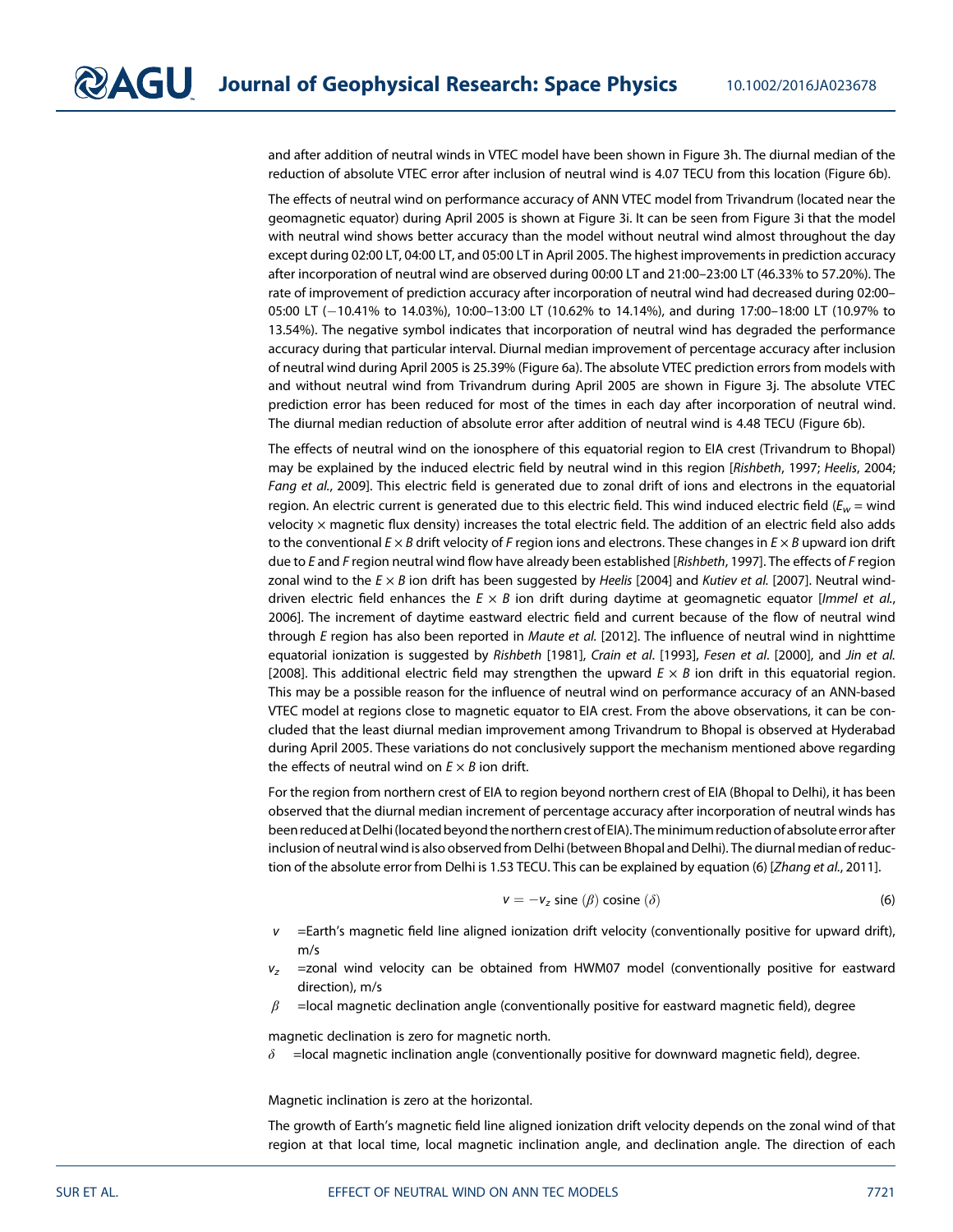and after addition of neutral winds in VTEC model have been shown in Figure 3h. The diurnal median of the reduction of absolute VTEC error after inclusion of neutral wind is 4.07 TECU from this location (Figure 6b).

The effects of neutral wind on performance accuracy of ANN VTEC model from Trivandrum (located near the geomagnetic equator) during April 2005 is shown at Figure 3i. It can be seen from Figure 3i that the model with neutral wind shows better accuracy than the model without neutral wind almost throughout the day except during 02:00 LT, 04:00 LT, and 05:00 LT in April 2005. The highest improvements in prediction accuracy after incorporation of neutral wind are observed during 00:00 LT and 21:00–23:00 LT (46.33% to 57.20%). The rate of improvement of prediction accuracy after incorporation of neutral wind had decreased during 02:00–05:00 LT (−10.41% to 14.03%), 10:00–13:00 LT (10.62% to 14.14%), and during 17:00–18:00 LT (10.97% to 13.54%). The negative symbol indicates that incorporation of neutral wind has degraded the performance accuracy during that particular interval. Diurnal median improvement of percentage accuracy after inclusion of neutral wind during April 2005 is 25.39% (Figure 6a). The absolute VTEC prediction errors from models with and without neutral wind from Trivandrum during April 2005 are shown in Figure 3j. The absolute VTEC prediction error has been reduced for most of the times in each day after incorporation of neutral wind. The diurnal median reduction of absolute error after addition of neutral wind is 4.48 TECU (Figure 6b).

The effects of neutral wind on the ionosphere of this equatorial region to EIA crest (Trivandrum to Bhopal) may be explained by the induced electric field by neutral wind in this region [*Rishbeth*, 1997; *Heelis*, 2004; *Fang et al.*, 2009]. This electric field is generated due to zonal drift of ions and electrons in the equatorial region. An electric current is generated due to this electric field. This wind induced electric field ($E_w$ = wind velocity × magnetic flux density) increases the total electric field. The addition of an electric field also adds to the conventional $E \times B$ drift velocity of *F* region ions and electrons. These changes in $E \times B$ upward ion drift due to *E* and *F* region neutral wind flow have already been established [*Rishbeth*, 1997]. The effects of *F* region zonal wind to the $E \times B$ ion drift has been suggested by *Heelis* [2004] and *Kutiev et al.* [2007]. Neutral wind-driven electric field enhances the $E \times B$ ion drift during daytime at geomagnetic equator [*Immel et al.*, 2006]. The increment of daytime eastward electric field and current because of the flow of neutral wind through *E* region has also been reported in *Maute et al.* [2012]. The influence of neutral wind in nighttime equatorial ionization is suggested by *Rishbeth* [1981], *Crain et al*. [1993], *Fesen et al*. [2000], and *Jin et al.* [2008]. This additional electric field may strengthen the upward $E \times B$ ion drift in this equatorial region. This may be a possible reason for the influence of neutral wind on performance accuracy of an ANN-based VTEC model at regions close to magnetic equator to EIA crest. From the above observations, it can be concluded that the least diurnal median improvement among Trivandrum to Bhopal is observed at Hyderabad during April 2005. These variations do not conclusively support the mechanism mentioned above regarding the effects of neutral wind on $E \times B$ ion drift.

For the region from northern crest of EIA to region beyond northern crest of EIA (Bhopal to Delhi), it has been observed that the diurnal median increment of percentage accuracy after incorporation of neutral winds has been reduced at Delhi (located beyond the northern crest of EIA). The minimum reduction of absolute error after inclusion of neutral wind is also observed from Delhi (between Bhopal and Delhi). The diurnal median of reduction of the absolute error from Delhi is 1.53 TECU. This can be explained by equation (6) [*Zhang et al.*, 2011].

$$v = -v_z \text{ sine } (\beta) \text{ cosine } (\delta) \tag{6}$$

- $v$ =Earth's magnetic field line aligned ionization drift velocity (conventionally positive for upward drift), m/s
- $v_z$ =zonal wind velocity can be obtained from HWM07 model (conventionally positive for eastward direction), m/s
- $\beta$ =local magnetic declination angle (conventionally positive for eastward magnetic field), degree

magnetic declination is zero for magnetic north.

- $\delta$ =local magnetic inclination angle (conventionally positive for downward magnetic field), degree.

Magnetic inclination is zero at the horizontal.

The growth of Earth's magnetic field line aligned ionization drift velocity depends on the zonal wind of that region at that local time, local magnetic inclination angle, and declination angle. The direction of each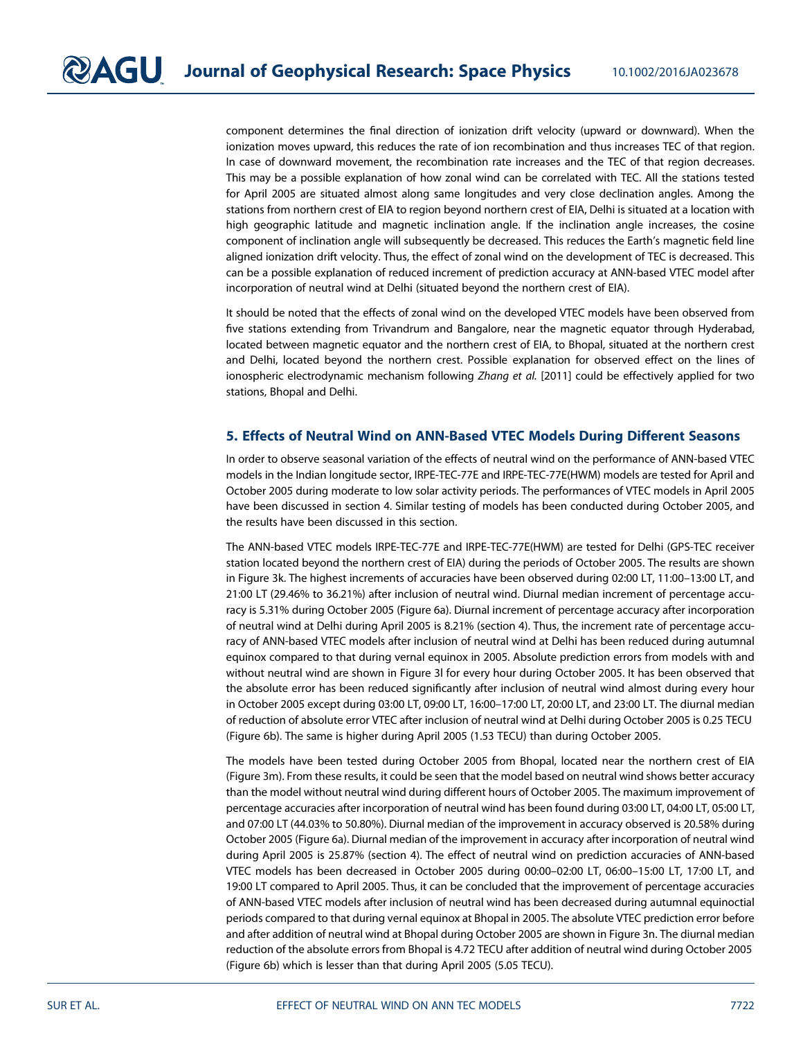component determines the final direction of ionization drift velocity (upward or downward). When the ionization moves upward, this reduces the rate of ion recombination and thus increases TEC of that region. In case of downward movement, the recombination rate increases and the TEC of that region decreases. This may be a possible explanation of how zonal wind can be correlated with TEC. All the stations tested for April 2005 are situated almost along same longitudes and very close declination angles. Among the stations from northern crest of EIA to region beyond northern crest of EIA, Delhi is situated at a location with high geographic latitude and magnetic inclination angle. If the inclination angle increases, the cosine component of inclination angle will subsequently be decreased. This reduces the Earth's magnetic field line aligned ionization drift velocity. Thus, the effect of zonal wind on the development of TEC is decreased. This can be a possible explanation of reduced increment of prediction accuracy at ANN-based VTEC model after incorporation of neutral wind at Delhi (situated beyond the northern crest of EIA).

It should be noted that the effects of zonal wind on the developed VTEC models have been observed from five stations extending from Trivandrum and Bangalore, near the magnetic equator through Hyderabad, located between magnetic equator and the northern crest of EIA, to Bhopal, situated at the northern crest and Delhi, located beyond the northern crest. Possible explanation for observed effect on the lines of ionospheric electrodynamic mechanism following *Zhang et al.* [2011] could be effectively applied for two stations, Bhopal and Delhi.

## 5. Effects of Neutral Wind on ANN-Based VTEC Models During Different Seasons

In order to observe seasonal variation of the effects of neutral wind on the performance of ANN-based VTEC models in the Indian longitude sector, IRPE-TEC-77E and IRPE-TEC-77E(HWM) models are tested for April and October 2005 during moderate to low solar activity periods. The performances of VTEC models in April 2005 have been discussed in section 4. Similar testing of models has been conducted during October 2005, and the results have been discussed in this section.

The ANN-based VTEC models IRPE-TEC-77E and IRPE-TEC-77E(HWM) are tested for Delhi (GPS-TEC receiver station located beyond the northern crest of EIA) during the periods of October 2005. The results are shown in Figure 3k. The highest increments of accuracies have been observed during 02:00 LT, 11:00–13:00 LT, and 21:00 LT (29.46% to 36.21%) after inclusion of neutral wind. Diurnal median increment of percentage accuracy is 5.31% during October 2005 (Figure 6a). Diurnal increment of percentage accuracy after incorporation of neutral wind at Delhi during April 2005 is 8.21% (section 4). Thus, the increment rate of percentage accuracy of ANN-based VTEC models after inclusion of neutral wind at Delhi has been reduced during autumnal equinox compared to that during vernal equinox in 2005. Absolute prediction errors from models with and without neutral wind are shown in Figure 3l for every hour during October 2005. It has been observed that the absolute error has been reduced significantly after inclusion of neutral wind almost during every hour in October 2005 except during 03:00 LT, 09:00 LT, 16:00–17:00 LT, 20:00 LT, and 23:00 LT. The diurnal median of reduction of absolute error VTEC after inclusion of neutral wind at Delhi during October 2005 is 0.25 TECU (Figure 6b). The same is higher during April 2005 (1.53 TECU) than during October 2005.

The models have been tested during October 2005 from Bhopal, located near the northern crest of EIA (Figure 3m). From these results, it could be seen that the model based on neutral wind shows better accuracy than the model without neutral wind during different hours of October 2005. The maximum improvement of percentage accuracies after incorporation of neutral wind has been found during 03:00 LT, 04:00 LT, 05:00 LT, and 07:00 LT (44.03% to 50.80%). Diurnal median of the improvement in accuracy observed is 20.58% during October 2005 (Figure 6a). Diurnal median of the improvement in accuracy after incorporation of neutral wind during April 2005 is 25.87% (section 4). The effect of neutral wind on prediction accuracies of ANN-based VTEC models has been decreased in October 2005 during 00:00–02:00 LT, 06:00–15:00 LT, 17:00 LT, and 19:00 LT compared to April 2005. Thus, it can be concluded that the improvement of percentage accuracies of ANN-based VTEC models after inclusion of neutral wind has been decreased during autumnal equinoctial periods compared to that during vernal equinox at Bhopal in 2005. The absolute VTEC prediction error before and after addition of neutral wind at Bhopal during October 2005 are shown in Figure 3n. The diurnal median reduction of the absolute errors from Bhopal is 4.72 TECU after addition of neutral wind during October 2005 (Figure 6b) which is lesser than that during April 2005 (5.05 TECU).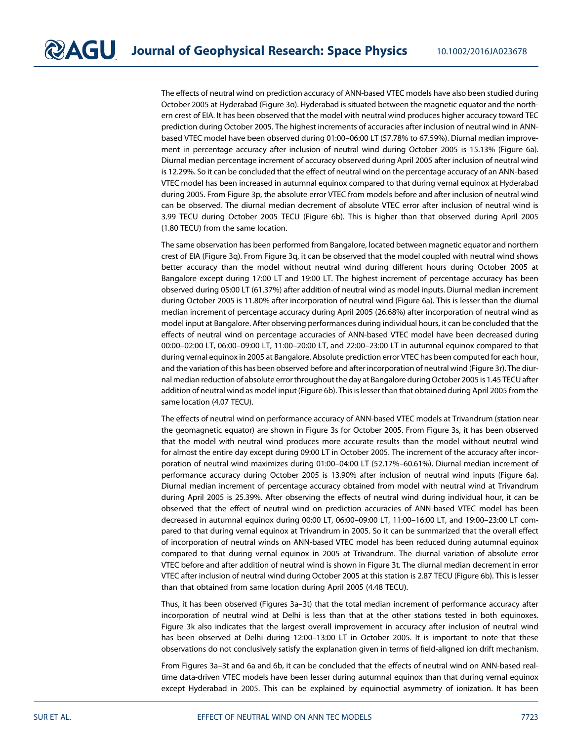The effects of neutral wind on prediction accuracy of ANN-based VTEC models have also been studied during October 2005 at Hyderabad (Figure 3o). Hyderabad is situated between the magnetic equator and the northern crest of EIA. It has been observed that the model with neutral wind produces higher accuracy toward TEC prediction during October 2005. The highest increments of accuracies after inclusion of neutral wind in ANN-based VTEC model have been observed during 01:00–06:00 LT (57.78% to 67.59%). Diurnal median improvement in percentage accuracy after inclusion of neutral wind during October 2005 is 15.13% (Figure 6a). Diurnal median percentage increment of accuracy observed during April 2005 after inclusion of neutral wind is 12.29%. So it can be concluded that the effect of neutral wind on the percentage accuracy of an ANN-based VTEC model has been increased in autumnal equinox compared to that during vernal equinox at Hyderabad during 2005. From Figure 3p, the absolute error VTEC from models before and after inclusion of neutral wind can be observed. The diurnal median decrement of absolute VTEC error after inclusion of neutral wind is 3.99 TECU during October 2005 TECU (Figure 6b). This is higher than that observed during April 2005 (1.80 TECU) from the same location.

The same observation has been performed from Bangalore, located between magnetic equator and northern crest of EIA (Figure 3q). From Figure 3q, it can be observed that the model coupled with neutral wind shows better accuracy than the model without neutral wind during different hours during October 2005 at Bangalore except during 17:00 LT and 19:00 LT. The highest increment of percentage accuracy has been observed during 05:00 LT (61.37%) after addition of neutral wind as model inputs. Diurnal median increment during October 2005 is 11.80% after incorporation of neutral wind (Figure 6a). This is lesser than the diurnal median increment of percentage accuracy during April 2005 (26.68%) after incorporation of neutral wind as model input at Bangalore. After observing performances during individual hours, it can be concluded that the effects of neutral wind on percentage accuracies of ANN-based VTEC model have been decreased during 00:00–02:00 LT, 06:00–09:00 LT, 11:00–20:00 LT, and 22:00–23:00 LT in autumnal equinox compared to that during vernal equinox in 2005 at Bangalore. Absolute prediction error VTEC has been computed for each hour, and the variation of this has been observed before and after incorporation of neutral wind (Figure 3r). The diurnal median reduction of absolute error throughout the day at Bangalore during October 2005 is 1.45 TECU after addition of neutral wind as model input (Figure 6b). This is lesser than that obtained during April 2005 from the same location (4.07 TECU).

The effects of neutral wind on performance accuracy of ANN-based VTEC models at Trivandrum (station near the geomagnetic equator) are shown in Figure 3s for October 2005. From Figure 3s, it has been observed that the model with neutral wind produces more accurate results than the model without neutral wind for almost the entire day except during 09:00 LT in October 2005. The increment of the accuracy after incorporation of neutral wind maximizes during 01:00–04:00 LT (52.17%–60.61%). Diurnal median increment of performance accuracy during October 2005 is 13.90% after inclusion of neutral wind inputs (Figure 6a). Diurnal median increment of percentage accuracy obtained from model with neutral wind at Trivandrum during April 2005 is 25.39%. After observing the effects of neutral wind during individual hour, it can be observed that the effect of neutral wind on prediction accuracies of ANN-based VTEC model has been decreased in autumnal equinox during 00:00 LT, 06:00–09:00 LT, 11:00–16:00 LT, and 19:00–23:00 LT compared to that during vernal equinox at Trivandrum in 2005. So it can be summarized that the overall effect of incorporation of neutral winds on ANN-based VTEC model has been reduced during autumnal equinox compared to that during vernal equinox in 2005 at Trivandrum. The diurnal variation of absolute error VTEC before and after addition of neutral wind is shown in Figure 3t. The diurnal median decrement in error VTEC after inclusion of neutral wind during October 2005 at this station is 2.87 TECU (Figure 6b). This is lesser than that obtained from same location during April 2005 (4.48 TECU).

Thus, it has been observed (Figures 3a–3t) that the total median increment of performance accuracy after incorporation of neutral wind at Delhi is less than that at the other stations tested in both equinoxes. Figure 3k also indicates that the largest overall improvement in accuracy after inclusion of neutral wind has been observed at Delhi during 12:00–13:00 LT in October 2005. It is important to note that these observations do not conclusively satisfy the explanation given in terms of field-aligned ion drift mechanism.

From Figures 3a–3t and 6a and 6b, it can be concluded that the effects of neutral wind on ANN-based real-time data-driven VTEC models have been lesser during autumnal equinox than that during vernal equinox except Hyderabad in 2005. This can be explained by equinoctial asymmetry of ionization. It has been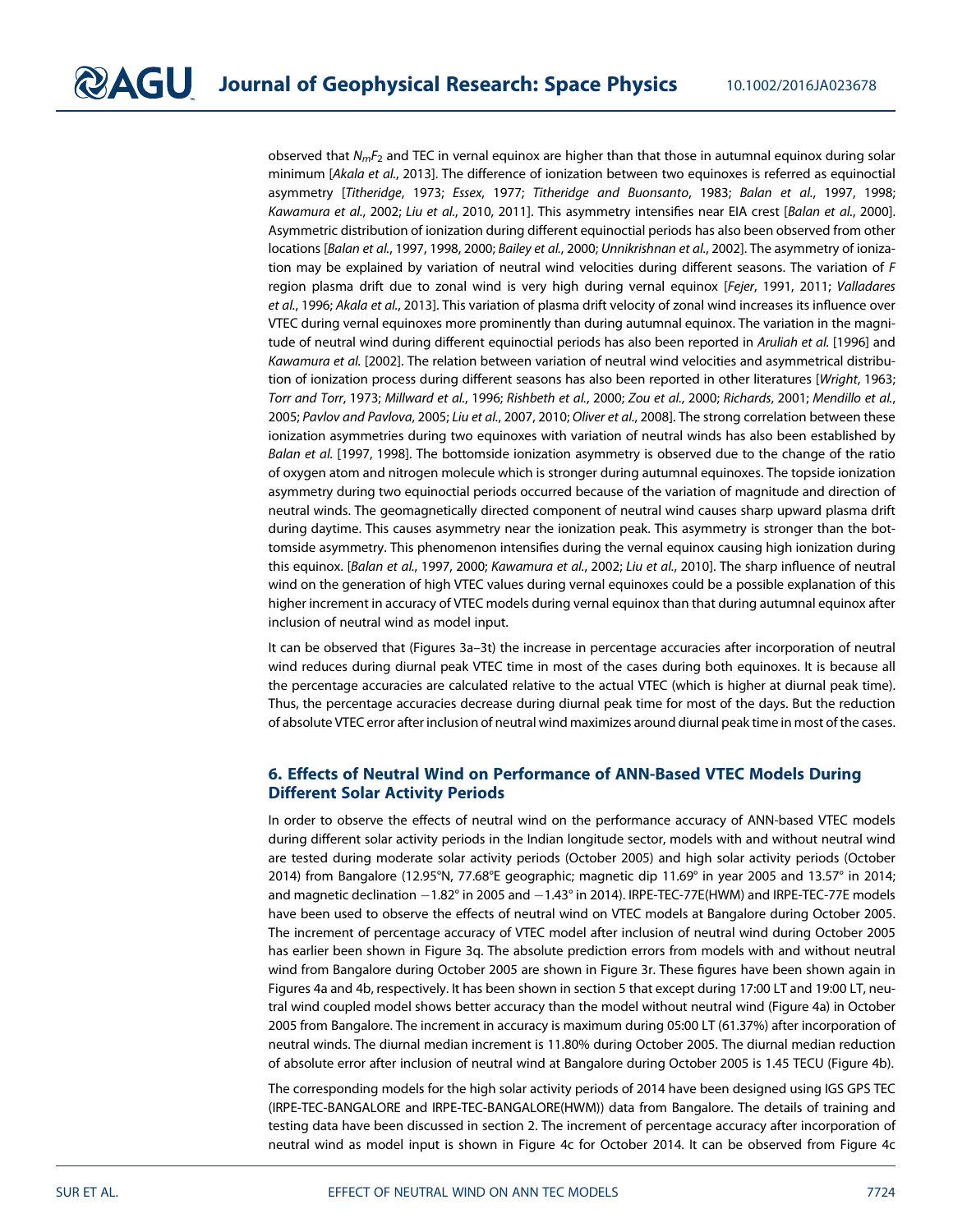observed that $N_mF_2$ and TEC in vernal equinox are higher than that those in autumnal equinox during solar minimum [*Akala et al.*, 2013]. The difference of ionization between two equinoxes is referred as equinoctial asymmetry [*Titheridge*, 1973; *Essex*, 1977; *Titheridge and Buonsanto*, 1983; *Balan et al.*, 1997, 1998; *Kawamura et al.*, 2002; *Liu et al.*, 2010, 2011]. This asymmetry intensifies near EIA crest [*Balan et al.*, 2000]. Asymmetric distribution of ionization during different equinoctial periods has also been observed from other locations [*Balan et al.*, 1997, 1998, 2000; *Bailey et al.*, 2000; *Unnikrishnan et al.*, 2002]. The asymmetry of ionization may be explained by variation of neutral wind velocities during different seasons. The variation of *F* region plasma drift due to zonal wind is very high during vernal equinox [*Fejer*, 1991, 2011; *Valladares et al.*, 1996; *Akala et al.*, 2013]. This variation of plasma drift velocity of zonal wind increases its influence over VTEC during vernal equinoxes more prominently than during autumnal equinox. The variation in the magnitude of neutral wind during different equinoctial periods has also been reported in *Aruliah et al.* [1996] and *Kawamura et al.* [2002]. The relation between variation of neutral wind velocities and asymmetrical distribution of ionization process during different seasons has also been reported in other literatures [*Wright*, 1963; *Torr and Torr*, 1973; *Millward et al.*, 1996; *Rishbeth et al.*, 2000; *Zou et al.*, 2000; *Richards*, 2001; *Mendillo et al.*, 2005; *Pavlov and Pavlova*, 2005; *Liu et al.*, 2007, 2010; *Oliver et al.*, 2008]. The strong correlation between these ionization asymmetries during two equinoxes with variation of neutral winds has also been established by *Balan et al.* [1997, 1998]. The bottomside ionization asymmetry is observed due to the change of the ratio of oxygen atom and nitrogen molecule which is stronger during autumnal equinoxes. The topside ionization asymmetry during two equinoctial periods occurred because of the variation of magnitude and direction of neutral winds. The geomagnetically directed component of neutral wind causes sharp upward plasma drift during daytime. This causes asymmetry near the ionization peak. This asymmetry is stronger than the bottomside asymmetry. This phenomenon intensifies during the vernal equinox causing high ionization during this equinox. [*Balan et al.*, 1997, 2000; *Kawamura et al.*, 2002; *Liu et al.*, 2010]. The sharp influence of neutral wind on the generation of high VTEC values during vernal equinoxes could be a possible explanation of this higher increment in accuracy of VTEC models during vernal equinox than that during autumnal equinox after inclusion of neutral wind as model input.

It can be observed that (Figures 3a–3t) the increase in percentage accuracies after incorporation of neutral wind reduces during diurnal peak VTEC time in most of the cases during both equinoxes. It is because all the percentage accuracies are calculated relative to the actual VTEC (which is higher at diurnal peak time). Thus, the percentage accuracies decrease during diurnal peak time for most of the days. But the reduction of absolute VTEC error after inclusion of neutral wind maximizes around diurnal peak time in most of the cases.

## 6. Effects of Neutral Wind on Performance of ANN-Based VTEC Models During Different Solar Activity Periods

In order to observe the effects of neutral wind on the performance accuracy of ANN-based VTEC models during different solar activity periods in the Indian longitude sector, models with and without neutral wind are tested during moderate solar activity periods (October 2005) and high solar activity periods (October 2014) from Bangalore (12.95°N, 77.68°E geographic; magnetic dip 11.69° in year 2005 and 13.57° in 2014; and magnetic declination −1.82° in 2005 and −1.43° in 2014). IRPE-TEC-77E(HWM) and IRPE-TEC-77E models have been used to observe the effects of neutral wind on VTEC models at Bangalore during October 2005. The increment of percentage accuracy of VTEC model after inclusion of neutral wind during October 2005 has earlier been shown in Figure 3q. The absolute prediction errors from models with and without neutral wind from Bangalore during October 2005 are shown in Figure 3r. These figures have been shown again in Figures 4a and 4b, respectively. It has been shown in section 5 that except during 17:00 LT and 19:00 LT, neutral wind coupled model shows better accuracy than the model without neutral wind (Figure 4a) in October 2005 from Bangalore. The increment in accuracy is maximum during 05:00 LT (61.37%) after incorporation of neutral winds. The diurnal median increment is 11.80% during October 2005. The diurnal median reduction of absolute error after inclusion of neutral wind at Bangalore during October 2005 is 1.45 TECU (Figure 4b).

The corresponding models for the high solar activity periods of 2014 have been designed using IGS GPS TEC (IRPE-TEC-BANGALORE and IRPE-TEC-BANGALORE(HWM)) data from Bangalore. The details of training and testing data have been discussed in section 2. The increment of percentage accuracy after incorporation of neutral wind as model input is shown in Figure 4c for October 2014. It can be observed from Figure 4c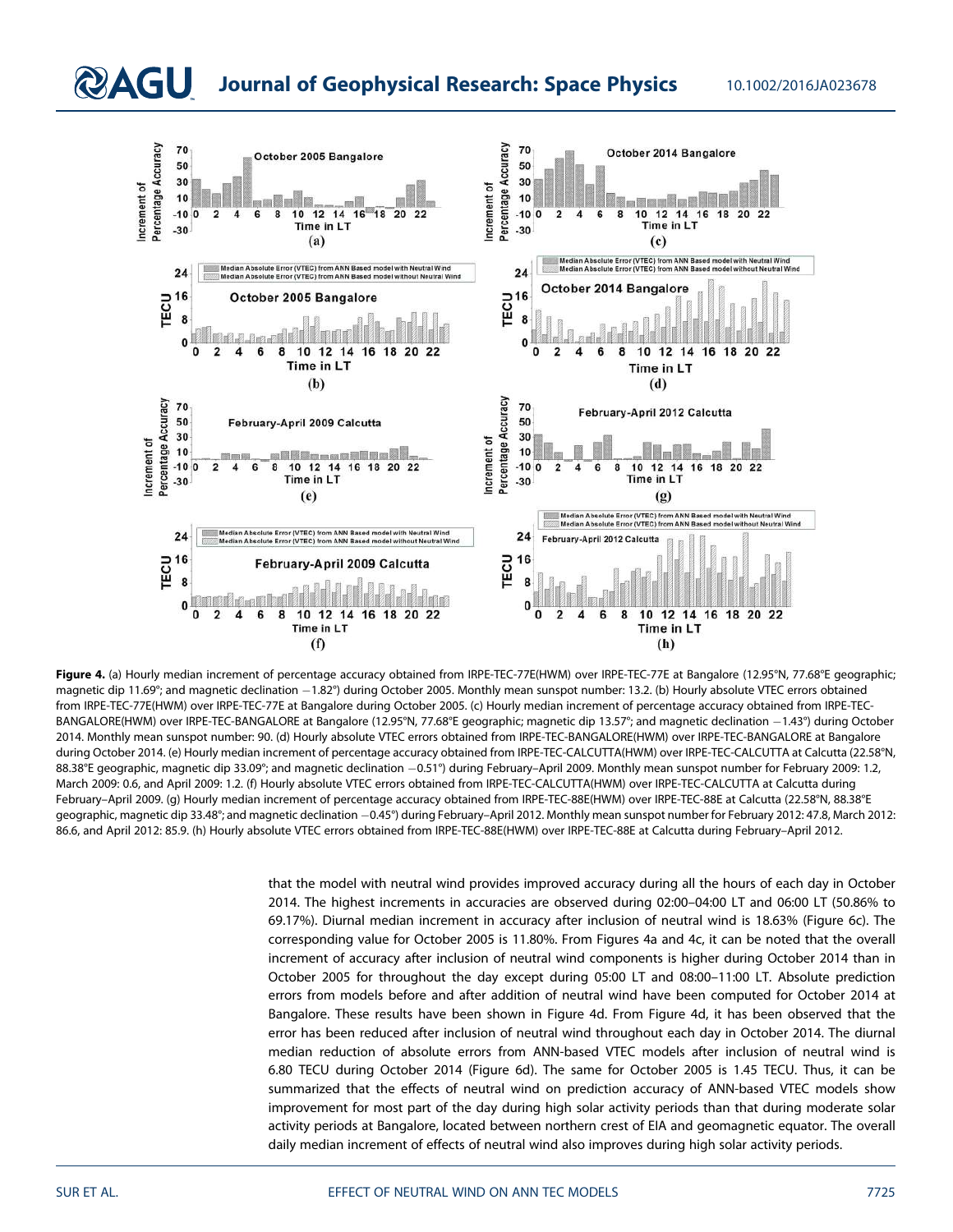October 2005 Bangalore

Increment of Percentage Accuracy

Time in LT

(a)

October 2014 Bangalore

Increment of Percentage Accuracy

Time in LT

(c)

Median Absolute Error (VTEC) from ANN Based model with Neutral Wind
Median Absolute Error (VTEC) from ANN Based model without Neutral Wind

October 2005 Bangalore

TECU

Time in LT

(b)

Median Absolute Error (VTEC) from ANN Based model with Neutral Wind
Median Absolute Error (VTEC) from ANN Based model without Neutral Wind

October 2014 Bangalore

TECU

Time in LT

(d)

February-April 2009 Calcutta

Increment of Percentage Accuracy

Time in LT

(e)

February-April 2012 Calcutta

Increment of Percentage Accuracy

Time in LT

(g)

Median Absolute Error (VTEC) from ANN Based model with Neutral Wind
Median Absolute Error (VTEC) from ANN Based model without Neutral Wind

February-April 2009 Calcutta

TECU

Time in LT

(f)

Median Absolute Error (VTEC) from ANN Based model with Neutral Wind
Median Absolute Error (VTEC) from ANN Based model without Neutral Wind

February-April 2012 Calcutta

TECU

Time in LT

(h)

**Figure 4.** (a) Hourly median increment of percentage accuracy obtained from IRPE-TEC-77E(HWM) over IRPE-TEC-77E at Bangalore (12.95°N, 77.68°E geographic; magnetic dip 11.69°; and magnetic declination −1.82°) during October 2005. Monthly mean sunspot number: 13.2. (b) Hourly absolute VTEC errors obtained from IRPE-TEC-77E(HWM) over IRPE-TEC-77E at Bangalore during October 2005. (c) Hourly median increment of percentage accuracy obtained from IRPE-TEC-BANGALORE(HWM) over IRPE-TEC-BANGALORE at Bangalore (12.95°N, 77.68°E geographic; magnetic dip 13.57°; and magnetic declination −1.43°) during October 2014. Monthly mean sunspot number: 90. (d) Hourly absolute VTEC errors obtained from IRPE-TEC-BANGALORE(HWM) over IRPE-TEC-BANGALORE at Bangalore during October 2014. (e) Hourly median increment of percentage accuracy obtained from IRPE-TEC-CALCUTTA(HWM) over IRPE-TEC-CALCUTTA at Calcutta (22.58°N, 88.38°E geographic, magnetic dip 33.09°; and magnetic declination −0.51°) during February–April 2009. Monthly mean sunspot number for February 2009: 1.2, March 2009: 0.6, and April 2009: 1.2. (f) Hourly absolute VTEC errors obtained from IRPE-TEC-CALCUTTA(HWM) over IRPE-TEC-CALCUTTA at Calcutta during February–April 2009. (g) Hourly median increment of percentage accuracy obtained from IRPE-TEC-88E(HWM) over IRPE-TEC-88E at Calcutta (22.58°N, 88.38°E geographic, magnetic dip 33.48°; and magnetic declination −0.45°) during February–April 2012. Monthly mean sunspot number for February 2012: 47.8, March 2012: 86.6, and April 2012: 85.9. (h) Hourly absolute VTEC errors obtained from IRPE-TEC-88E(HWM) over IRPE-TEC-88E at Calcutta during February–April 2012.

that the model with neutral wind provides improved accuracy during all the hours of each day in October 2014. The highest increments in accuracies are observed during 02:00–04:00 LT and 06:00 LT (50.86% to 69.17%). Diurnal median increment in accuracy after inclusion of neutral wind is 18.63% (Figure 6c). The corresponding value for October 2005 is 11.80%. From Figures 4a and 4c, it can be noted that the overall increment of accuracy after inclusion of neutral wind components is higher during October 2014 than in October 2005 for throughout the day except during 05:00 LT and 08:00–11:00 LT. Absolute prediction errors from models before and after addition of neutral wind have been computed for October 2014 at Bangalore. These results have been shown in Figure 4d. From Figure 4d, it has been observed that the error has been reduced after inclusion of neutral wind throughout each day in October 2014. The diurnal median reduction of absolute errors from ANN-based VTEC models after inclusion of neutral wind is 6.80 TECU during October 2014 (Figure 6d). The same for October 2005 is 1.45 TECU. Thus, it can be summarized that the effects of neutral wind on prediction accuracy of ANN-based VTEC models show improvement for most part of the day during high solar activity periods than that during moderate solar activity periods at Bangalore, located between northern crest of EIA and geomagnetic equator. The overall daily median increment of effects of neutral wind also improves during high solar activity periods.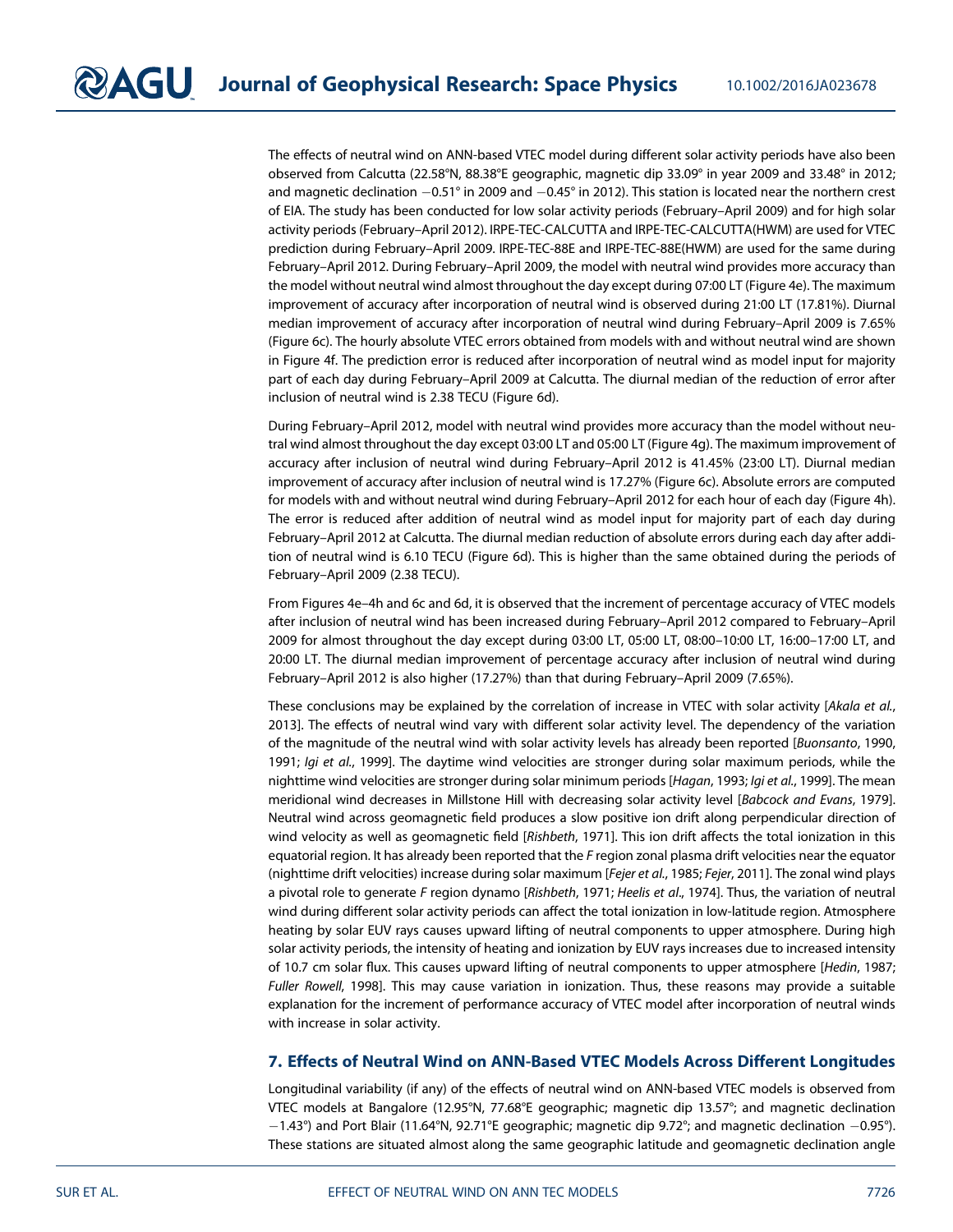The effects of neutral wind on ANN-based VTEC model during different solar activity periods have also been observed from Calcutta (22.58°N, 88.38°E geographic, magnetic dip 33.09° in year 2009 and 33.48° in 2012; and magnetic declination −0.51° in 2009 and −0.45° in 2012). This station is located near the northern crest of EIA. The study has been conducted for low solar activity periods (February–April 2009) and for high solar activity periods (February–April 2012). IRPE-TEC-CALCUTTA and IRPE-TEC-CALCUTTA(HWM) are used for VTEC prediction during February–April 2009. IRPE-TEC-88E and IRPE-TEC-88E(HWM) are used for the same during February–April 2012. During February–April 2009, the model with neutral wind provides more accuracy than the model without neutral wind almost throughout the day except during 07:00 LT (Figure 4e). The maximum improvement of accuracy after incorporation of neutral wind is observed during 21:00 LT (17.81%). Diurnal median improvement of accuracy after incorporation of neutral wind during February–April 2009 is 7.65% (Figure 6c). The hourly absolute VTEC errors obtained from models with and without neutral wind are shown in Figure 4f. The prediction error is reduced after incorporation of neutral wind as model input for majority part of each day during February–April 2009 at Calcutta. The diurnal median of the reduction of error after inclusion of neutral wind is 2.38 TECU (Figure 6d).

During February–April 2012, model with neutral wind provides more accuracy than the model without neutral wind almost throughout the day except 03:00 LT and 05:00 LT (Figure 4g). The maximum improvement of accuracy after inclusion of neutral wind during February–April 2012 is 41.45% (23:00 LT). Diurnal median improvement of accuracy after inclusion of neutral wind is 17.27% (Figure 6c). Absolute errors are computed for models with and without neutral wind during February–April 2012 for each hour of each day (Figure 4h). The error is reduced after addition of neutral wind as model input for majority part of each day during February–April 2012 at Calcutta. The diurnal median reduction of absolute errors during each day after addition of neutral wind is 6.10 TECU (Figure 6d). This is higher than the same obtained during the periods of February–April 2009 (2.38 TECU).

From Figures 4e–4h and 6c and 6d, it is observed that the increment of percentage accuracy of VTEC models after inclusion of neutral wind has been increased during February–April 2012 compared to February–April 2009 for almost throughout the day except during 03:00 LT, 05:00 LT, 08:00–10:00 LT, 16:00–17:00 LT, and 20:00 LT. The diurnal median improvement of percentage accuracy after inclusion of neutral wind during February–April 2012 is also higher (17.27%) than that during February–April 2009 (7.65%).

These conclusions may be explained by the correlation of increase in VTEC with solar activity [*Akala et al.*, 2013]. The effects of neutral wind vary with different solar activity level. The dependency of the variation of the magnitude of the neutral wind with solar activity levels has already been reported [*Buonsanto*, 1990, 1991; *Igi et al.*, 1999]. The daytime wind velocities are stronger during solar maximum periods, while the nighttime wind velocities are stronger during solar minimum periods [*Hagan*, 1993; *Igi et al.*, 1999]. The mean meridional wind decreases in Millstone Hill with decreasing solar activity level [*Babcock and Evans*, 1979]. Neutral wind across geomagnetic field produces a slow positive ion drift along perpendicular direction of wind velocity as well as geomagnetic field [*Rishbeth*, 1971]. This ion drift affects the total ionization in this equatorial region. It has already been reported that the *F* region zonal plasma drift velocities near the equator (nighttime drift velocities) increase during solar maximum [*Fejer et al.*, 1985; *Fejer*, 2011]. The zonal wind plays a pivotal role to generate *F* region dynamo [*Rishbeth*, 1971; *Heelis et al*., 1974]. Thus, the variation of neutral wind during different solar activity periods can affect the total ionization in low-latitude region. Atmosphere heating by solar EUV rays causes upward lifting of neutral components to upper atmosphere. During high solar activity periods, the intensity of heating and ionization by EUV rays increases due to increased intensity of 10.7 cm solar flux. This causes upward lifting of neutral components to upper atmosphere [*Hedin*, 1987; *Fuller Rowell*, 1998]. This may cause variation in ionization. Thus, these reasons may provide a suitable explanation for the increment of performance accuracy of VTEC model after incorporation of neutral winds with increase in solar activity.

## 7. Effects of Neutral Wind on ANN-Based VTEC Models Across Different Longitudes

Longitudinal variability (if any) of the effects of neutral wind on ANN-based VTEC models is observed from VTEC models at Bangalore (12.95°N, 77.68°E geographic; magnetic dip 13.57°; and magnetic declination −1.43°) and Port Blair (11.64°N, 92.71°E geographic; magnetic dip 9.72°; and magnetic declination −0.95°). These stations are situated almost along the same geographic latitude and geomagnetic declination angle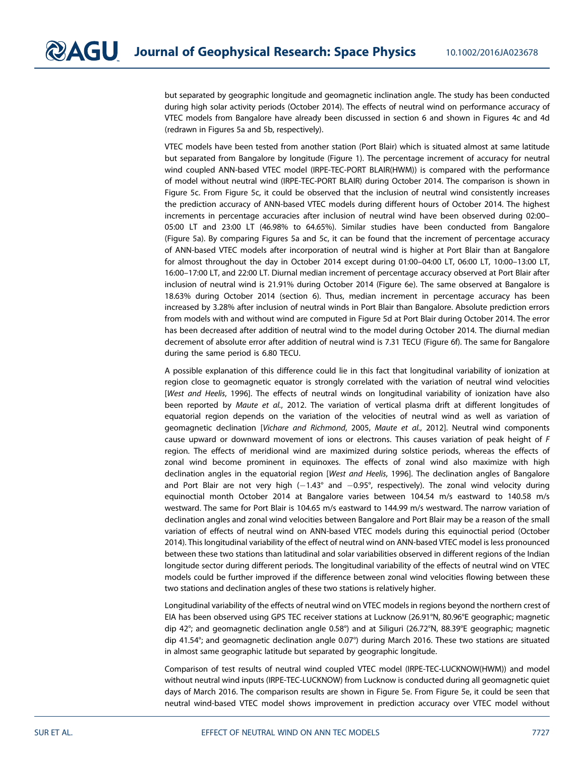but separated by geographic longitude and geomagnetic inclination angle. The study has been conducted during high solar activity periods (October 2014). The effects of neutral wind on performance accuracy of VTEC models from Bangalore have already been discussed in section 6 and shown in Figures 4c and 4d (redrawn in Figures 5a and 5b, respectively).

VTEC models have been tested from another station (Port Blair) which is situated almost at same latitude but separated from Bangalore by longitude (Figure 1). The percentage increment of accuracy for neutral wind coupled ANN-based VTEC model (IRPE-TEC-PORT BLAIR(HWM)) is compared with the performance of model without neutral wind (IRPE-TEC-PORT BLAIR) during October 2014. The comparison is shown in Figure 5c. From Figure 5c, it could be observed that the inclusion of neutral wind consistently increases the prediction accuracy of ANN-based VTEC models during different hours of October 2014. The highest increments in percentage accuracies after inclusion of neutral wind have been observed during 02:00–05:00 LT and 23:00 LT (46.98% to 64.65%). Similar studies have been conducted from Bangalore (Figure 5a). By comparing Figures 5a and 5c, it can be found that the increment of percentage accuracy of ANN-based VTEC models after incorporation of neutral wind is higher at Port Blair than at Bangalore for almost throughout the day in October 2014 except during 01:00–04:00 LT, 06:00 LT, 10:00–13:00 LT, 16:00–17:00 LT, and 22:00 LT. Diurnal median increment of percentage accuracy observed at Port Blair after inclusion of neutral wind is 21.91% during October 2014 (Figure 6e). The same observed at Bangalore is 18.63% during October 2014 (section 6). Thus, median increment in percentage accuracy has been increased by 3.28% after inclusion of neutral winds in Port Blair than Bangalore. Absolute prediction errors from models with and without wind are computed in Figure 5d at Port Blair during October 2014. The error has been decreased after addition of neutral wind to the model during October 2014. The diurnal median decrement of absolute error after addition of neutral wind is 7.31 TECU (Figure 6f). The same for Bangalore during the same period is 6.80 TECU.

A possible explanation of this difference could lie in this fact that longitudinal variability of ionization at region close to geomagnetic equator is strongly correlated with the variation of neutral wind velocities [*West and Heelis*, 1996]. The effects of neutral winds on longitudinal variability of ionization have also been reported by *Maute et al.*, 2012. The variation of vertical plasma drift at different longitudes of equatorial region depends on the variation of the velocities of neutral wind as well as variation of geomagnetic declination [*Vichare and Richmond*, 2005, *Maute et al.*, 2012]. Neutral wind components cause upward or downward movement of ions or electrons. This causes variation of peak height of *F* region. The effects of meridional wind are maximized during solstice periods, whereas the effects of zonal wind become prominent in equinoxes. The effects of zonal wind also maximize with high declination angles in the equatorial region [*West and Heelis*, 1996]. The declination angles of Bangalore and Port Blair are not very high (−1.43° and −0.95°, respectively). The zonal wind velocity during equinoctial month October 2014 at Bangalore varies between 104.54 m/s eastward to 140.58 m/s westward. The same for Port Blair is 104.65 m/s eastward to 144.99 m/s westward. The narrow variation of declination angles and zonal wind velocities between Bangalore and Port Blair may be a reason of the small variation of effects of neutral wind on ANN-based VTEC models during this equinoctial period (October 2014). This longitudinal variability of the effect of neutral wind on ANN-based VTEC model is less pronounced between these two stations than latitudinal and solar variabilities observed in different regions of the Indian longitude sector during different periods. The longitudinal variability of the effects of neutral wind on VTEC models could be further improved if the difference between zonal wind velocities flowing between these two stations and declination angles of these two stations is relatively higher.

Longitudinal variability of the effects of neutral wind on VTEC models in regions beyond the northern crest of EIA has been observed using GPS TEC receiver stations at Lucknow (26.91°N, 80.96°E geographic; magnetic dip 42°; and geomagnetic declination angle 0.58°) and at Siliguri (26.72°N, 88.39°E geographic; magnetic dip 41.54°; and geomagnetic declination angle 0.07°) during March 2016. These two stations are situated in almost same geographic latitude but separated by geographic longitude.

Comparison of test results of neutral wind coupled VTEC model (IRPE-TEC-LUCKNOW(HWM)) and model without neutral wind inputs (IRPE-TEC-LUCKNOW) from Lucknow is conducted during all geomagnetic quiet days of March 2016. The comparison results are shown in Figure 5e. From Figure 5e, it could be seen that neutral wind-based VTEC model shows improvement in prediction accuracy over VTEC model without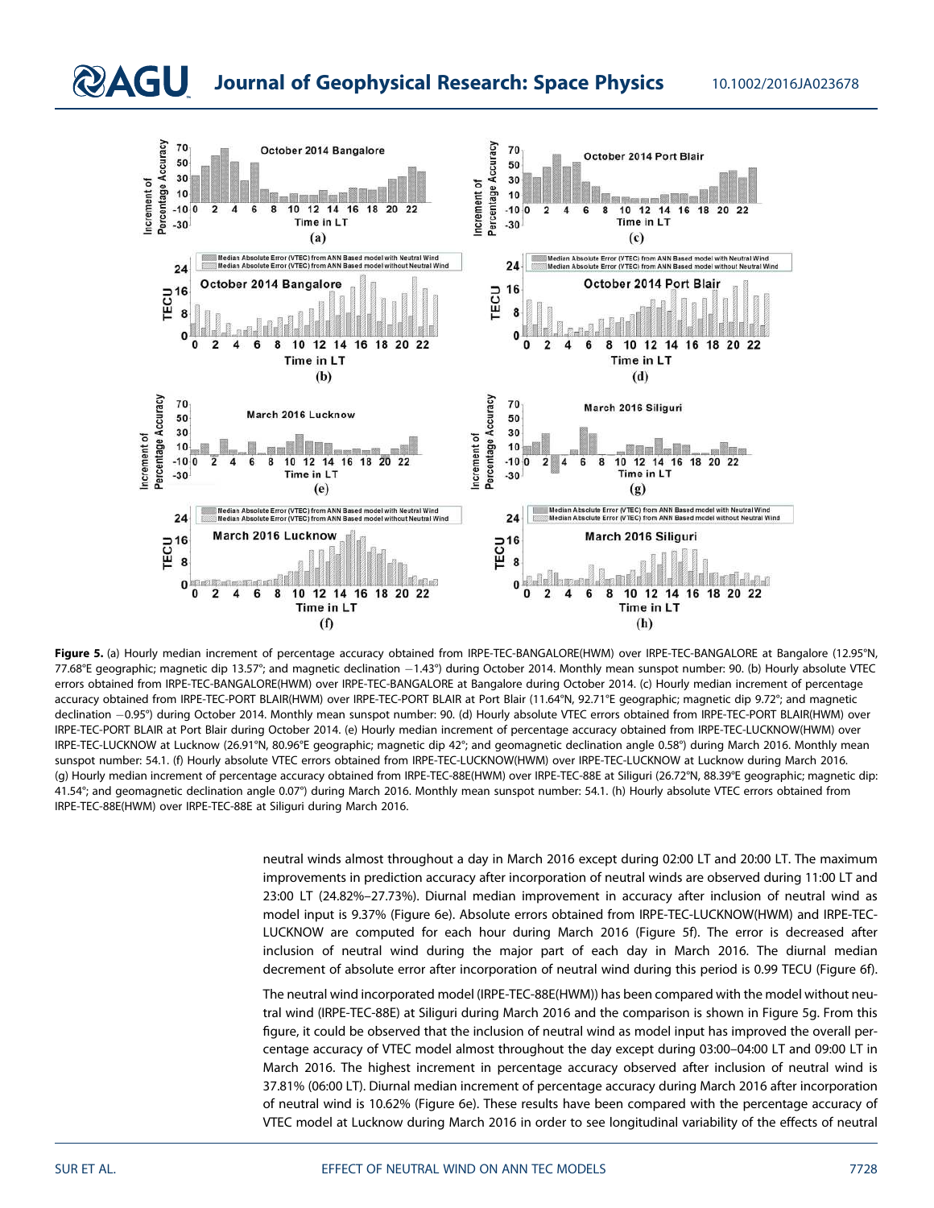October 2014 Bangalore

Increment of Percentage Accuracy

70 50 30 10 -10 -30

0 2 4 6 8 10 12 14 16 18 20 22

Time in LT

(a)

October 2014 Port Blair

Increment of Percentage Accuracy

70 50 30 10 -10 -30

0 2 4 6 8 10 12 14 16 18 20 22

Time in LT

(c)

Median Absolute Error (VTEC) from ANN Based model with Neutral Wind
Median Absolute Error (VTEC) from ANN Based model without Neutral Wind

October 2014 Bangalore

TECU

24 16 8 0

0 2 4 6 8 10 12 14 16 18 20 22

Time in LT

(b)

Median Absolute Error (VTEC) from ANN Based model with Neutral Wind
Median Absolute Error (VTEC) from ANN Based model without Neutral Wind

October 2014 Port Blair

TECU

24 16 8 0

0 2 4 6 8 10 12 14 16 18 20 22

Time in LT

(d)

March 2016 Lucknow

Increment of Percentage Accuracy

70 50 30 10 -10 -30

0 2 4 6 8 10 12 14 16 18 20 22

Time in LT

(e)

March 2016 Siliguri

Increment of Percentage Accuracy

70 50 30 10 -10 -30

0 2 4 6 8 10 12 14 16 18 20 22

Time in LT

(g)

Median Absolute Error (VTEC) from ANN Based model with Neutral Wind
Median Absolute Error (VTEC) from ANN Based model without Neutral Wind

March 2016 Lucknow

TECU

24 16 8 0

0 2 4 6 8 10 12 14 16 18 20 22

Time in LT

(f)

Median Absolute Error (VTEC) from ANN Based model with Neutral Wind
Median Absolute Error (VTEC) from ANN Based model without Neutral Wind

March 2016 Siliguri

TECU

24 16 8 0

0 2 4 6 8 10 12 14 16 18 20 22

Time in LT

(h)

**Figure 5.** (a) Hourly median increment of percentage accuracy obtained from IRPE-TEC-BANGALORE(HWM) over IRPE-TEC-BANGALORE at Bangalore (12.95°N, 77.68°E geographic; magnetic dip 13.57°; and magnetic declination −1.43°) during October 2014. Monthly mean sunspot number: 90. (b) Hourly absolute VTEC errors obtained from IRPE-TEC-BANGALORE(HWM) over IRPE-TEC-BANGALORE at Bangalore during October 2014. (c) Hourly median increment of percentage accuracy obtained from IRPE-TEC-PORT BLAIR(HWM) over IRPE-TEC-PORT BLAIR at Port Blair (11.64°N, 92.71°E geographic; magnetic dip 9.72°; and magnetic declination −0.95°) during October 2014. Monthly mean sunspot number: 90. (d) Hourly absolute VTEC errors obtained from IRPE-TEC-PORT BLAIR(HWM) over IRPE-TEC-PORT BLAIR at Port Blair during October 2014. (e) Hourly median increment of percentage accuracy obtained from IRPE-TEC-LUCKNOW(HWM) over IRPE-TEC-LUCKNOW at Lucknow (26.91°N, 80.96°E geographic; magnetic dip 42°; and geomagnetic declination angle 0.58°) during March 2016. Monthly mean sunspot number: 54.1. (f) Hourly absolute VTEC errors obtained from IRPE-TEC-LUCKNOW(HWM) over IRPE-TEC-LUCKNOW at Lucknow during March 2016. (g) Hourly median increment of percentage accuracy obtained from IRPE-TEC-88E(HWM) over IRPE-TEC-88E at Siliguri (26.72°N, 88.39°E geographic; magnetic dip: 41.54°; and geomagnetic declination angle 0.07°) during March 2016. Monthly mean sunspot number: 54.1. (h) Hourly absolute VTEC errors obtained from IRPE-TEC-88E(HWM) over IRPE-TEC-88E at Siliguri during March 2016.

neutral winds almost throughout a day in March 2016 except during 02:00 LT and 20:00 LT. The maximum improvements in prediction accuracy after incorporation of neutral winds are observed during 11:00 LT and 23:00 LT (24.82%–27.73%). Diurnal median improvement in accuracy after inclusion of neutral wind as model input is 9.37% (Figure 6e). Absolute errors obtained from IRPE-TEC-LUCKNOW(HWM) and IRPE-TEC-LUCKNOW are computed for each hour during March 2016 (Figure 5f). The error is decreased after inclusion of neutral wind during the major part of each day in March 2016. The diurnal median decrement of absolute error after incorporation of neutral wind during this period is 0.99 TECU (Figure 6f).

The neutral wind incorporated model (IRPE-TEC-88E(HWM)) has been compared with the model without neutral wind (IRPE-TEC-88E) at Siliguri during March 2016 and the comparison is shown in Figure 5g. From this figure, it could be observed that the inclusion of neutral wind as model input has improved the overall percentage accuracy of VTEC model almost throughout the day except during 03:00–04:00 LT and 09:00 LT in March 2016. The highest increment in percentage accuracy observed after inclusion of neutral wind is 37.81% (06:00 LT). Diurnal median increment of percentage accuracy during March 2016 after incorporation of neutral wind is 10.62% (Figure 6e). These results have been compared with the percentage accuracy of VTEC model at Lucknow during March 2016 in order to see longitudinal variability of the effects of neutral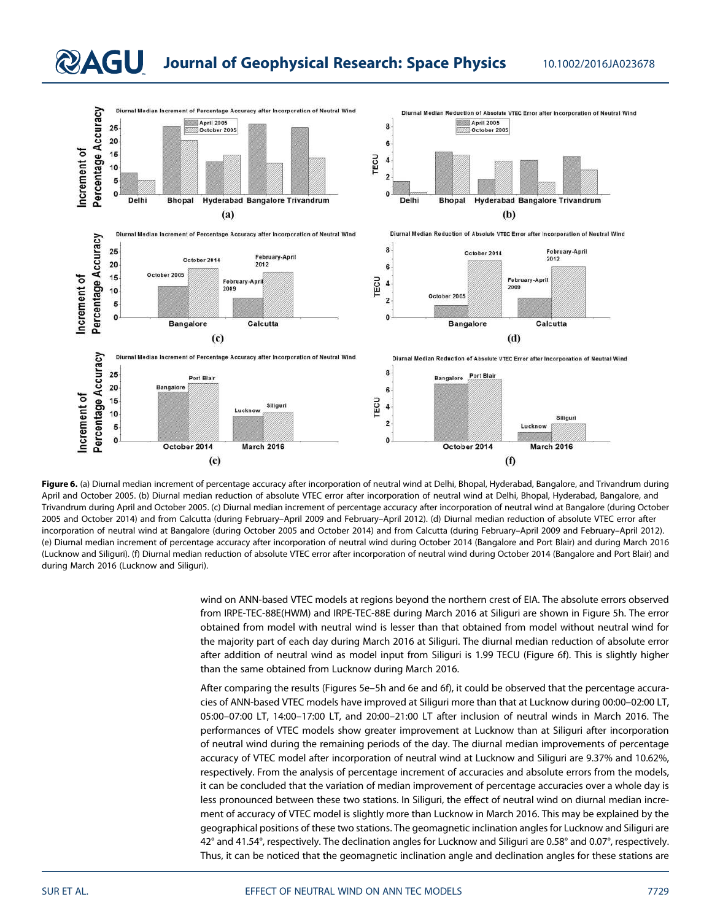Diurnal Median Increment of Percentage Accuracy after Incorporation of Neutral Wind

Increment of Percentage Accuracy

April 2005
October 2005

25
20
15
10
5
0

Delhi Bhopal Hyderabad Bangalore Trivandrum

(a)

Diurnal Median Reduction of Absolute VTEC Error after Incorporation of Neutral Wind

TECU

April 2005
October 2005

8
6
4
2
0

Delhi Bhopal Hyderabad Bangalore Trivandrum

(b)

Diurnal Median Increment of Percentage Accuracy after Incorporation of Neutral Wind

Increment of Percentage Accuracy

25
20
15
10
5
0

October 2005
October 2014
February-April 2009
February-April 2012

Bangalore Calcutta

(c)

Diurnal Median Reduction of Absolute VTEC Error after Incorporation of Neutral Wind

TECU

8
6
4
2
0

October 2005
October 2014
February-April 2009
February-April 2012

Bangalore Calcutta

(d)

Diurnal Median Increment of Percentage Accuracy after Incorporation of Neutral Wind

Increment of Percentage Accuracy

25
20
15
10
5
0

Bangalore
Port Blair
Lucknow
Siliguri

October 2014 March 2016

(e)

Diurnal Median Reduction of Absolute VTEC Error after Incorporation of Neutral Wind

TECU

8
6
4
2
0

Bangalore
Port Blair
Lucknow
Siliguri

October 2014 March 2016

(f)

**Figure 6.** (a) Diurnal median increment of percentage accuracy after incorporation of neutral wind at Delhi, Bhopal, Hyderabad, Bangalore, and Trivandrum during April and October 2005. (b) Diurnal median reduction of absolute VTEC error after incorporation of neutral wind at Delhi, Bhopal, Hyderabad, Bangalore, and Trivandrum during April and October 2005. (c) Diurnal median increment of percentage accuracy after incorporation of neutral wind at Bangalore (during October 2005 and October 2014) and from Calcutta (during February–April 2009 and February–April 2012). (d) Diurnal median reduction of absolute VTEC error after incorporation of neutral wind at Bangalore (during October 2005 and October 2014) and from Calcutta (during February–April 2009 and February–April 2012). (e) Diurnal median increment of percentage accuracy after incorporation of neutral wind during October 2014 (Bangalore and Port Blair) and during March 2016 (Lucknow and Siliguri). (f) Diurnal median reduction of absolute VTEC error after incorporation of neutral wind during October 2014 (Bangalore and Port Blair) and during March 2016 (Lucknow and Siliguri).

wind on ANN-based VTEC models at regions beyond the northern crest of EIA. The absolute errors observed from IRPE-TEC-88E(HWM) and IRPE-TEC-88E during March 2016 at Siliguri are shown in Figure 5h. The error obtained from model with neutral wind is lesser than that obtained from model without neutral wind for the majority part of each day during March 2016 at Siliguri. The diurnal median reduction of absolute error after addition of neutral wind as model input from Siliguri is 1.99 TECU (Figure 6f). This is slightly higher than the same obtained from Lucknow during March 2016.

After comparing the results (Figures 5e–5h and 6e and 6f), it could be observed that the percentage accuracies of ANN-based VTEC models have improved at Siliguri more than that at Lucknow during 00:00–02:00 LT, 05:00–07:00 LT, 14:00–17:00 LT, and 20:00–21:00 LT after inclusion of neutral winds in March 2016. The performances of VTEC models show greater improvement at Lucknow than at Siliguri after incorporation of neutral wind during the remaining periods of the day. The diurnal median improvements of percentage accuracy of VTEC model after incorporation of neutral wind at Lucknow and Siliguri are 9.37% and 10.62%, respectively. From the analysis of percentage increment of accuracies and absolute errors from the models, it can be concluded that the variation of median improvement of percentage accuracies over a whole day is less pronounced between these two stations. In Siliguri, the effect of neutral wind on diurnal median increment of accuracy of VTEC model is slightly more than Lucknow in March 2016. This may be explained by the geographical positions of these two stations. The geomagnetic inclination angles for Lucknow and Siliguri are 42° and 41.54°, respectively. The declination angles for Lucknow and Siliguri are 0.58° and 0.07°, respectively. Thus, it can be noticed that the geomagnetic inclination angle and declination angles for these stations are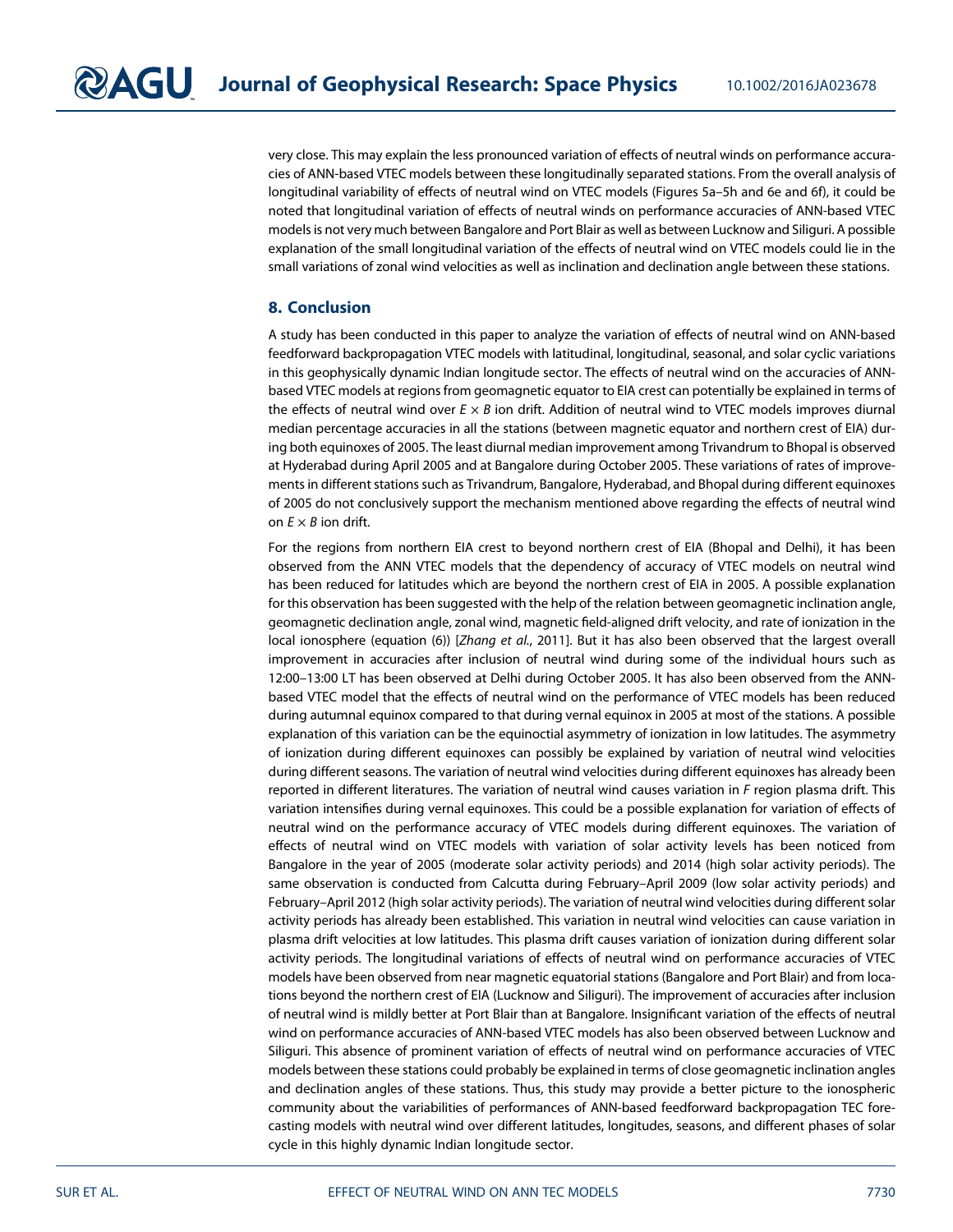very close. This may explain the less pronounced variation of effects of neutral winds on performance accuracies of ANN-based VTEC models between these longitudinally separated stations. From the overall analysis of longitudinal variability of effects of neutral wind on VTEC models (Figures 5a–5h and 6e and 6f), it could be noted that longitudinal variation of effects of neutral winds on performance accuracies of ANN-based VTEC models is not very much between Bangalore and Port Blair as well as between Lucknow and Siliguri. A possible explanation of the small longitudinal variation of the effects of neutral wind on VTEC models could lie in the small variations of zonal wind velocities as well as inclination and declination angle between these stations.

## 8. Conclusion

A study has been conducted in this paper to analyze the variation of effects of neutral wind on ANN-based feedforward backpropagation VTEC models with latitudinal, longitudinal, seasonal, and solar cyclic variations in this geophysically dynamic Indian longitude sector. The effects of neutral wind on the accuracies of ANN-based VTEC models at regions from geomagnetic equator to EIA crest can potentially be explained in terms of the effects of neutral wind over $E \times B$ ion drift. Addition of neutral wind to VTEC models improves diurnal median percentage accuracies in all the stations (between magnetic equator and northern crest of EIA) during both equinoxes of 2005. The least diurnal median improvement among Trivandrum to Bhopal is observed at Hyderabad during April 2005 and at Bangalore during October 2005. These variations of rates of improvements in different stations such as Trivandrum, Bangalore, Hyderabad, and Bhopal during different equinoxes of 2005 do not conclusively support the mechanism mentioned above regarding the effects of neutral wind on $E \times B$ ion drift.

For the regions from northern EIA crest to beyond northern crest of EIA (Bhopal and Delhi), it has been observed from the ANN VTEC models that the dependency of accuracy of VTEC models on neutral wind has been reduced for latitudes which are beyond the northern crest of EIA in 2005. A possible explanation for this observation has been suggested with the help of the relation between geomagnetic inclination angle, geomagnetic declination angle, zonal wind, magnetic field-aligned drift velocity, and rate of ionization in the local ionosphere (equation (6)) [*Zhang et al.*, 2011]. But it has also been observed that the largest overall improvement in accuracies after inclusion of neutral wind during some of the individual hours such as 12:00–13:00 LT has been observed at Delhi during October 2005. It has also been observed from the ANN-based VTEC model that the effects of neutral wind on the performance of VTEC models has been reduced during autumnal equinox compared to that during vernal equinox in 2005 at most of the stations. A possible explanation of this variation can be the equinoctial asymmetry of ionization in low latitudes. The asymmetry of ionization during different equinoxes can possibly be explained by variation of neutral wind velocities during different seasons. The variation of neutral wind velocities during different equinoxes has already been reported in different literatures. The variation of neutral wind causes variation in *F* region plasma drift. This variation intensifies during vernal equinoxes. This could be a possible explanation for variation of effects of neutral wind on the performance accuracy of VTEC models during different equinoxes. The variation of effects of neutral wind on VTEC models with variation of solar activity levels has been noticed from Bangalore in the year of 2005 (moderate solar activity periods) and 2014 (high solar activity periods). The same observation is conducted from Calcutta during February–April 2009 (low solar activity periods) and February–April 2012 (high solar activity periods). The variation of neutral wind velocities during different solar activity periods has already been established. This variation in neutral wind velocities can cause variation in plasma drift velocities at low latitudes. This plasma drift causes variation of ionization during different solar activity periods. The longitudinal variations of effects of neutral wind on performance accuracies of VTEC models have been observed from near magnetic equatorial stations (Bangalore and Port Blair) and from locations beyond the northern crest of EIA (Lucknow and Siliguri). The improvement of accuracies after inclusion of neutral wind is mildly better at Port Blair than at Bangalore. Insignificant variation of the effects of neutral wind on performance accuracies of ANN-based VTEC models has also been observed between Lucknow and Siliguri. This absence of prominent variation of effects of neutral wind on performance accuracies of VTEC models between these stations could probably be explained in terms of close geomagnetic inclination angles and declination angles of these stations. Thus, this study may provide a better picture to the ionospheric community about the variabilities of performances of ANN-based feedforward backpropagation TEC forecasting models with neutral wind over different latitudes, longitudes, seasons, and different phases of solar cycle in this highly dynamic Indian longitude sector.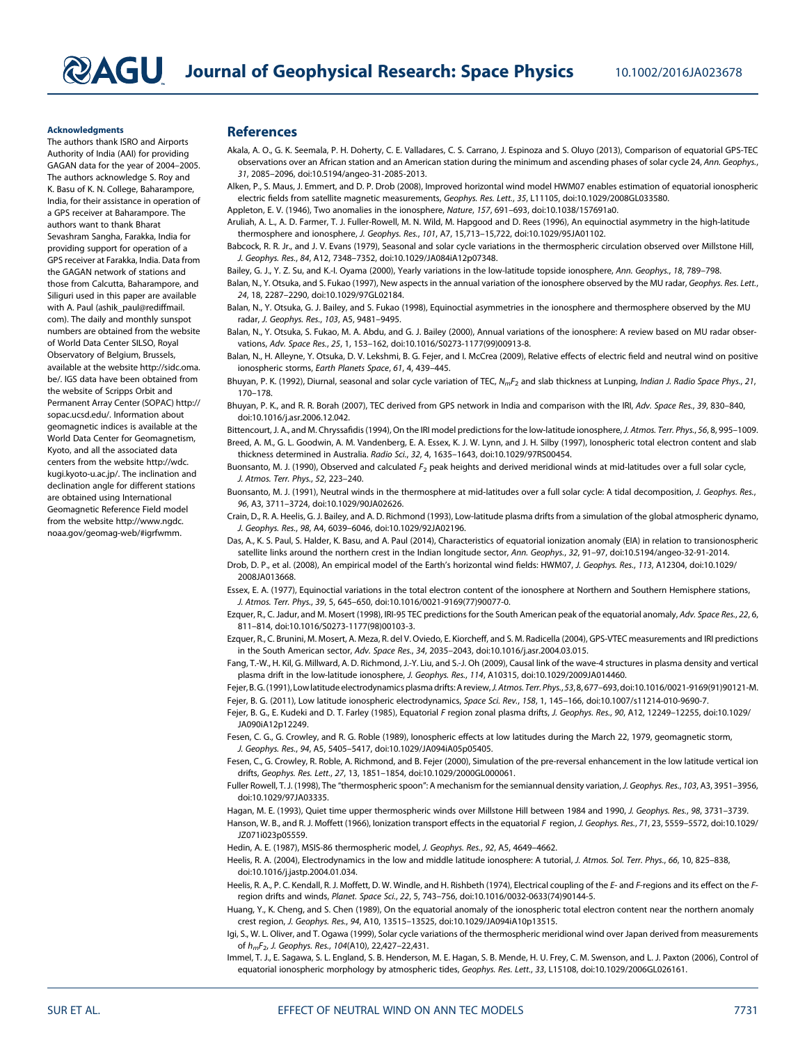**Acknowledgments**

The authors thank ISRO and Airports Authority of India (AAI) for providing GAGAN data for the year of 2004–2005. The authors acknowledge S. Roy and K. Basu of K. N. College, Baharampore, India, for their assistance in operation of a GPS receiver at Baharampore. The authors want to thank Bharat Sevashram Sangha, Farakka, India for providing support for operation of a GPS receiver at Farakka, India. Data from the GAGAN network of stations and those from Calcutta, Baharampore, and Siliguri used in this paper are available with A. Paul (ashik_paul@rediffmail.com). The daily and monthly sunspot numbers are obtained from the website of World Data Center SILSO, Royal Observatory of Belgium, Brussels, available at the website http://sidc.oma.be/. IGS data have been obtained from the website of Scripps Orbit and Permanent Array Center (SOPAC) http://sopac.ucsd.edu/. Information about geomagnetic indices is available at the World Data Center for Geomagnetism, Kyoto, and all the associated data centers from the website http://wdc.kugi.kyoto-u.ac.jp/. The inclination and declination angle for different stations are obtained using International Geomagnetic Reference Field model from the website http://www.ngdc.noaa.gov/geomag-web/#igrfwmm.

## References

Akala, A. O., G. K. Seemala, P. H. Doherty, C. E. Valladares, C. S. Carrano, J. Espinoza and S. Oluyo (2013), Comparison of equatorial GPS-TEC observations over an African station and an American station during the minimum and ascending phases of solar cycle 24, *Ann. Geophys.*, *31*, 2085–2096, doi:10.5194/angeo-31-2085-2013.

Alken, P., S. Maus, J. Emmert, and D. P. Drob (2008), Improved horizontal wind model HWM07 enables estimation of equatorial ionospheric electric fields from satellite magnetic measurements, *Geophys. Res. Lett.*, *35*, L11105, doi:10.1029/2008GL033580.

Appleton, E. V. (1946), Two anomalies in the ionosphere, *Nature*, *157*, 691–693, doi:10.1038/157691a0.

Aruliah, A. L., A. D. Farmer, T. J. Fuller-Rowell, M. N. Wild, M. Hapgood and D. Rees (1996), An equinoctial asymmetry in the high-latitude thermosphere and ionosphere, *J. Geophys. Res.*, *101*, A7, 15,713–15,722, doi:10.1029/95JA01102.

Babcock, R. R. Jr., and J. V. Evans (1979), Seasonal and solar cycle variations in the thermospheric circulation observed over Millstone Hill, *J. Geophys. Res.*, *84*, A12, 7348–7352, doi:10.1029/JA084iA12p07348.

Bailey, G. J., Y. Z. Su, and K.-I. Oyama (2000), Yearly variations in the low-latitude topside ionosphere, *Ann. Geophys.*, *18*, 789–798.

Balan, N., Y. Otsuka, and S. Fukao (1997), New aspects in the annual variation of the ionosphere observed by the MU radar, *Geophys. Res. Lett.*, *24*, 18, 2287–2290, doi:10.1029/97GL02184.

Balan, N., Y. Otsuka, G. J. Bailey, and S. Fukao (1998), Equinoctial asymmetries in the ionosphere and thermosphere observed by the MU radar, *J. Geophys. Res.*, *103*, A5, 9481–9495.

Balan, N., Y. Otsuka, S. Fukao, M. A. Abdu, and G. J. Bailey (2000), Annual variations of the ionosphere: A review based on MU radar observations, *Adv. Space Res.*, *25*, 1, 153–162, doi:10.1016/S0273-1177(99)00913-8.

Balan, N., H. Alleyne, Y. Otsuka, D. V. Lekshmi, B. G. Fejer, and I. McCrea (2009), Relative effects of electric field and neutral wind on positive ionospheric storms, *Earth Planets Space*, *61*, 4, 439–445.

Bhuyan, P. K. (1992), Diurnal, seasonal and solar cycle variation of TEC, $N_mF_2$ and slab thickness at Lunping, *Indian J. Radio Space Phys.*, *21*, 170–178.

Bhuyan, P. K., and R. R. Borah (2007), TEC derived from GPS network in India and comparison with the IRI, *Adv. Space Res.*, *39*, 830–840, doi:10.1016/j.asr.2006.12.042.

Bittencourt, J. A., and M. Chryssafidis (1994), On the IRI model predictions for the low-latitude ionosphere, *J. Atmos. Terr. Phys.*, *56*, 8, 995–1009.

Breed, A. M., G. L. Goodwin, A. M. Vandenberg, E. A. Essex, K. J. W. Lynn, and J. H. Silby (1997), Ionospheric total electron content and slab thickness determined in Australia. *Radio Sci.*, *32*, 4, 1635–1643, doi:10.1029/97RS00454.

Buonsanto, M. J. (1990), Observed and calculated $F_2$ peak heights and derived meridional winds at mid-latitudes over a full solar cycle, *J. Atmos. Terr. Phys.*, *52*, 223–240.

Buonsanto, M. J. (1991), Neutral winds in the thermosphere at mid-latitudes over a full solar cycle: A tidal decomposition, *J. Geophys. Res.*, *96*, A3, 3711–3724, doi:10.1029/90JA02626.

Crain, D., R. A. Heelis, G. J. Bailey, and A. D. Richmond (1993), Low-latitude plasma drifts from a simulation of the global atmospheric dynamo, *J. Geophys. Res.*, *98*, A4, 6039–6046, doi:10.1029/92JA02196.

Das, A., K. S. Paul, S. Halder, K. Basu, and A. Paul (2014), Characteristics of equatorial ionization anomaly (EIA) in relation to transionospheric satellite links around the northern crest in the Indian longitude sector, *Ann. Geophys.*, *32*, 91–97, doi:10.5194/angeo-32-91-2014.

Drob, D. P., et al. (2008), An empirical model of the Earth's horizontal wind fields: HWM07, *J. Geophys. Res.*, *113*, A12304, doi:10.1029/2008JA013668.

Essex, E. A. (1977), Equinoctial variations in the total electron content of the ionosphere at Northern and Southern Hemisphere stations, *J. Atmos. Terr. Phys.*, *39*, 5, 645–650, doi:10.1016/0021-9169(77)90077-0.

Ezquer, R., C. Jadur, and M. Mosert (1998), IRI-95 TEC predictions for the South American peak of the equatorial anomaly, *Adv. Space Res.*, *22*, 6, 811–814, doi:10.1016/S0273-1177(98)00103-3.

Ezquer, R., C. Brunini, M. Mosert, A. Meza, R. del V. Oviedo, E. Kiorcheff, and S. M. Radicella (2004), GPS-VTEC measurements and IRI predictions in the South American sector, *Adv. Space Res.*, *34*, 2035–2043, doi:10.1016/j.asr.2004.03.015.

Fang, T.-W., H. Kil, G. Millward, A. D. Richmond, J.-Y. Liu, and S.-J. Oh (2009), Causal link of the wave-4 structures in plasma density and vertical plasma drift in the low-latitude ionosphere, *J. Geophys. Res.*, *114*, A10315, doi:10.1029/2009JA014460.

Fejer, B. G. (1991), Low latitude electrodynamics plasma drifts: A review, *J. Atmos. Terr. Phys.*, *53*, 8, 677–693, doi:10.1016/0021-9169(91)90121-M.

Fejer, B. G. (2011), Low latitude ionospheric electrodynamics, *Space Sci. Rev.*, *158*, 1, 145–166, doi:10.1007/s11214-010-9690-7.

Fejer, B. G., E. Kudeki and D. T. Farley (1985), Equatorial *F* region zonal plasma drifts, *J. Geophys. Res.*, *90*, A12, 12249–12255, doi:10.1029/JA090iA12p12249.

Fesen, C. G., G. Crowley, and R. G. Roble (1989), Ionospheric effects at low latitudes during the March 22, 1979, geomagnetic storm, *J. Geophys. Res.*, *94*, A5, 5405–5417, doi:10.1029/JA094iA05p05405.

Fesen, C., G. Crowley, R. Roble, A. Richmond, and B. Fejer (2000), Simulation of the pre-reversal enhancement in the low latitude vertical ion drifts, *Geophys. Res. Lett.*, *27*, 13, 1851–1854, doi:10.1029/2000GL000061.

Fuller Rowell, T. J. (1998), The "thermospheric spoon": A mechanism for the semiannual density variation, *J. Geophys. Res.*, *103*, A3, 3951–3956, doi:10.1029/97JA03335.

Hagan, M. E. (1993), Quiet time upper thermospheric winds over Millstone Hill between 1984 and 1990, *J. Geophys. Res.*, *98*, 3731–3739.

Hanson, W. B., and R. J. Moffett (1966), Ionization transport effects in the equatorial *F* region, *J. Geophys. Res.*, *71*, 23, 5559–5572, doi:10.1029/JZ071i023p05559.

Hedin, A. E. (1987), MSIS-86 thermospheric model, *J. Geophys. Res.*, *92*, A5, 4649–4662.

Heelis, R. A. (2004), Electrodynamics in the low and middle latitude ionosphere: A tutorial, *J. Atmos. Sol. Terr. Phys.*, *66*, 10, 825–838, doi:10.1016/j.jastp.2004.01.034.

Heelis, R. A., P. C. Kendall, R. J. Moffett, D. W. Windle, and H. Rishbeth (1974), Electrical coupling of the *E*- and *F*-regions and its effect on the *F*-region drifts and winds, *Planet. Space Sci.*, *22*, 5, 743–756, doi:10.1016/0032-0633(74)90144-5.

Huang, Y., K. Cheng, and S. Chen (1989), On the equatorial anomaly of the ionospheric total electron content near the northern anomaly crest region, *J. Geophys. Res.*, *94*, A10, 13515–13525, doi:10.1029/JA094iA10p13515.

Igi, S., W. L. Oliver, and T. Ogawa (1999), Solar cycle variations of the thermospheric meridional wind over Japan derived from measurements of $h_mF_2$, *J. Geophys. Res.*, *104*(A10), 22,427–22,431.

Immel, T. J., E. Sagawa, S. L. England, S. B. Henderson, M. E. Hagan, S. B. Mende, H. U. Frey, C. M. Swenson, and L. J. Paxton (2006), Control of equatorial ionospheric morphology by atmospheric tides, *Geophys. Res. Lett.*, *33*, L15108, doi:10.1029/2006GL026161.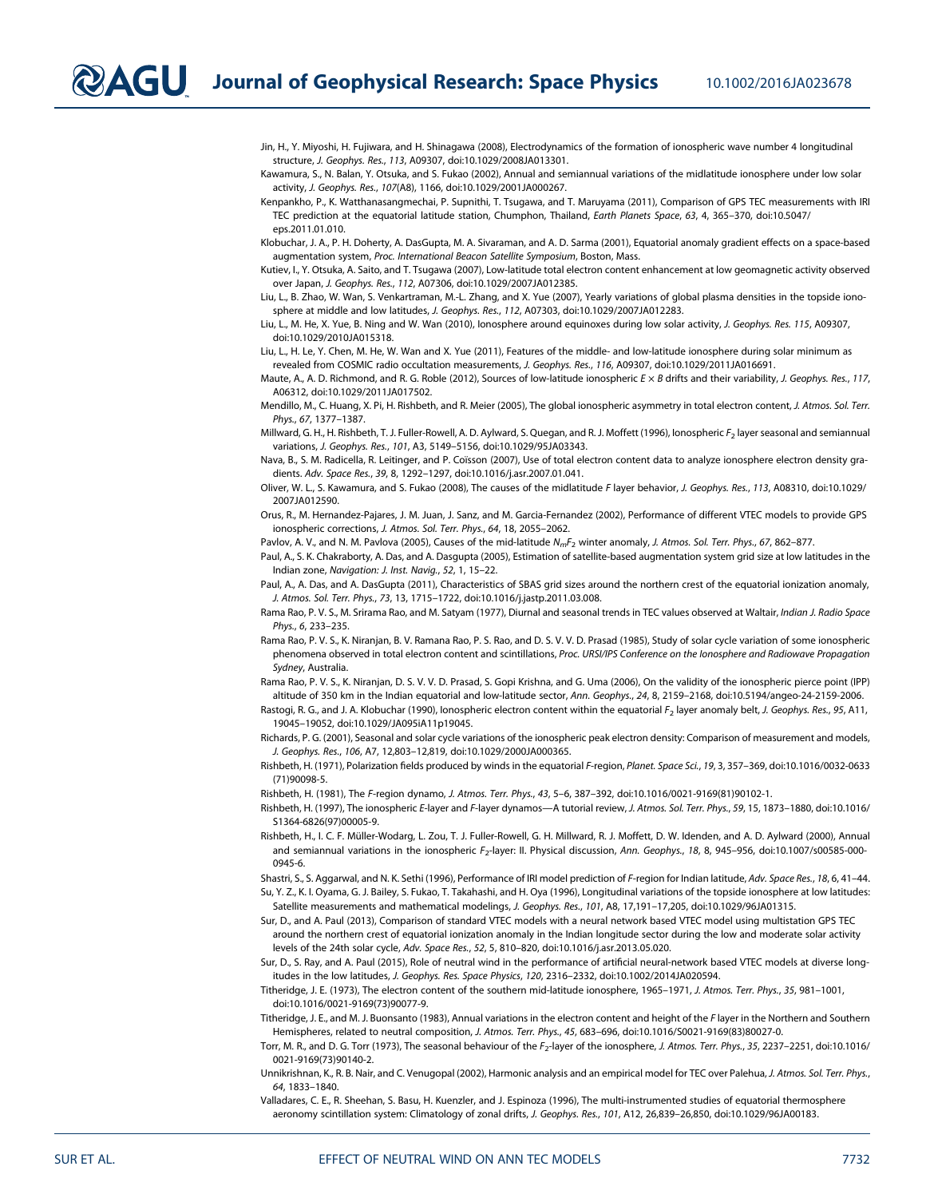Jin, H., Y. Miyoshi, H. Fujiwara, and H. Shinagawa (2008), Electrodynamics of the formation of ionospheric wave number 4 longitudinal structure, *J. Geophys. Res.*, *113*, A09307, doi:10.1029/2008JA013301.

Kawamura, S., N. Balan, Y. Otsuka, and S. Fukao (2002), Annual and semiannual variations of the midlatitude ionosphere under low solar activity, *J. Geophys. Res.*, *107*(A8), 1166, doi:10.1029/2001JA000267.

Kenpankho, P., K. Watthanasangmechai, P. Supnithi, T. Tsugawa, and T. Maruyama (2011), Comparison of GPS TEC measurements with IRI TEC prediction at the equatorial latitude station, Chumphon, Thailand, *Earth Planets Space*, *63*, 4, 365–370, doi:10.5047/eps.2011.01.010.

Klobuchar, J. A., P. H. Doherty, A. DasGupta, M. A. Sivaraman, and A. D. Sarma (2001), Equatorial anomaly gradient effects on a space-based augmentation system, *Proc. International Beacon Satellite Symposium*, Boston, Mass.

Kutiev, I., Y. Otsuka, A. Saito, and T. Tsugawa (2007), Low-latitude total electron content enhancement at low geomagnetic activity observed over Japan, *J. Geophys. Res.*, *112*, A07306, doi:10.1029/2007JA012385.

Liu, L., B. Zhao, W. Wan, S. Venkartraman, M.-L. Zhang, and X. Yue (2007), Yearly variations of global plasma densities in the topside ionosphere at middle and low latitudes, *J. Geophys. Res.*, *112*, A07303, doi:10.1029/2007JA012283.

Liu, L., M. He, X. Yue, B. Ning and W. Wan (2010), Ionosphere around equinoxes during low solar activity, *J. Geophys. Res. 115*, A09307, doi:10.1029/2010JA015318.

Liu, L., H. Le, Y. Chen, M. He, W. Wan and X. Yue (2011), Features of the middle- and low-latitude ionosphere during solar minimum as revealed from COSMIC radio occultation measurements, *J. Geophys. Res.*, *116*, A09307, doi:10.1029/2011JA016691.

Maute, A., A. D. Richmond, and R. G. Roble (2012), Sources of low-latitude ionospheric $E \times B$ drifts and their variability, *J. Geophys. Res.*, *117*, A06312, doi:10.1029/2011JA017502.

Mendillo, M., C. Huang, X. Pi, H. Rishbeth, and R. Meier (2005), The global ionospheric asymmetry in total electron content, *J. Atmos. Sol. Terr. Phys.*, *67*, 1377–1387.

Millward, G. H., H. Rishbeth, T. J. Fuller-Rowell, A. D. Aylward, S. Quegan, and R. J. Moffett (1996), Ionospheric $F_2$ layer seasonal and semiannual variations, *J. Geophys. Res.*, *101*, A3, 5149–5156, doi:10.1029/95JA03343.

Nava, B., S. M. Radicella, R. Leitinger, and P. Coïsson (2007), Use of total electron content data to analyze ionosphere electron density gradients. *Adv. Space Res.*, *39*, 8, 1292–1297, doi:10.1016/j.asr.2007.01.041.

Oliver, W. L., S. Kawamura, and S. Fukao (2008), The causes of the midlatitude *F* layer behavior, *J. Geophys. Res.*, *113*, A08310, doi:10.1029/2007JA012590.

Orus, R., M. Hernandez-Pajares, J. M. Juan, J. Sanz, and M. Garcia-Fernandez (2002), Performance of different VTEC models to provide GPS ionospheric corrections, *J. Atmos. Sol. Terr. Phys.*, *64*, 18, 2055–2062.

Pavlov, A. V., and N. M. Pavlova (2005), Causes of the mid-latitude $N_mF_2$ winter anomaly, *J. Atmos. Sol. Terr. Phys.*, *67*, 862–877.

Paul, A., S. K. Chakraborty, A. Das, and A. Dasgupta (2005), Estimation of satellite-based augmentation system grid size at low latitudes in the Indian zone, *Navigation: J. Inst. Navig.*, *52*, 1, 15–22.

Paul, A., A. Das, and A. DasGupta (2011), Characteristics of SBAS grid sizes around the northern crest of the equatorial ionization anomaly, *J. Atmos. Sol. Terr. Phys.*, *73*, 13, 1715–1722, doi:10.1016/j.jastp.2011.03.008.

Rama Rao, P. V. S., M. Srirama Rao, and M. Satyam (1977), Diurnal and seasonal trends in TEC values observed at Waltair, *Indian J. Radio Space Phys.*, *6*, 233–235.

Rama Rao, P. V. S., K. Niranjan, B. V. Ramana Rao, P. S. Rao, and D. S. V. V. D. Prasad (1985), Study of solar cycle variation of some ionospheric phenomena observed in total electron content and scintillations, *Proc. URSI/IPS Conference on the Ionosphere and Radiowave Propagation Sydney*, Australia.

Rama Rao, P. V. S., K. Niranjan, D. S. V. V. D. Prasad, S. Gopi Krishna, and G. Uma (2006), On the validity of the ionospheric pierce point (IPP) altitude of 350 km in the Indian equatorial and low-latitude sector, *Ann. Geophys.*, *24*, 8, 2159–2168, doi:10.5194/angeo-24-2159-2006.

Rastogi, R. G., and J. A. Klobuchar (1990), Ionospheric electron content within the equatorial $F_2$ layer anomaly belt, *J. Geophys. Res.*, *95*, A11, 19045–19052, doi:10.1029/JA095iA11p19045.

Richards, P. G. (2001), Seasonal and solar cycle variations of the ionospheric peak electron density: Comparison of measurement and models, *J. Geophys. Res.*, *106*, A7, 12,803–12,819, doi:10.1029/2000JA000365.

Rishbeth, H. (1971), Polarization fields produced by winds in the equatorial *F*-region, *Planet. Space Sci.*, *19*, 3, 357–369, doi:10.1016/0032-0633(71)90098-5.

Rishbeth, H. (1981), The *F*-region dynamo, *J. Atmos. Terr. Phys.*, *43*, 5–6, 387–392, doi:10.1016/0021-9169(81)90102-1.

Rishbeth, H. (1997), The ionospheric *E*-layer and *F*-layer dynamos—A tutorial review, *J. Atmos. Sol. Terr. Phys.*, *59*, 15, 1873–1880, doi:10.1016/S1364-6826(97)00005-9.

Rishbeth, H., I. C. F. Müller-Wodarg, L. Zou, T. J. Fuller-Rowell, G. H. Millward, R. J. Moffett, D. W. Idenden, and A. D. Aylward (2000), Annual and semiannual variations in the ionospheric $F_2$-layer: II. Physical discussion, *Ann. Geophys.*, *18*, 8, 945–956, doi:10.1007/s00585-000-0945-6.

Shastri, S., S. Aggarwal, and N. K. Sethi (1996), Performance of IRI model prediction of *F*-region for Indian latitude, *Adv. Space Res.*, *18*, 6, 41–44.

Su, Y. Z., K. I. Oyama, G. J. Bailey, S. Fukao, T. Takahashi, and H. Oya (1996), Longitudinal variations of the topside ionosphere at low latitudes: Satellite measurements and mathematical modelings, *J. Geophys. Res.*, *101*, A8, 17,191–17,205, doi:10.1029/96JA01315.

Sur, D., and A. Paul (2013), Comparison of standard VTEC models with a neural network based VTEC model using multistation GPS TEC around the northern crest of equatorial ionization anomaly in the Indian longitude sector during the low and moderate solar activity levels of the 24th solar cycle, *Adv. Space Res.*, *52*, 5, 810–820, doi:10.1016/j.asr.2013.05.020.

Sur, D., S. Ray, and A. Paul (2015), Role of neutral wind in the performance of artificial neural-network based VTEC models at diverse longitudes in the low latitudes, *J. Geophys. Res. Space Physics*, *120*, 2316–2332, doi:10.1002/2014JA020594.

Titheridge, J. E. (1973), The electron content of the southern mid-latitude ionosphere, 1965–1971, *J. Atmos. Terr. Phys.*, *35*, 981–1001, doi:10.1016/0021-9169(73)90077-9.

Titheridge, J. E., and M. J. Buonsanto (1983), Annual variations in the electron content and height of the *F* layer in the Northern and Southern Hemispheres, related to neutral composition, *J. Atmos. Terr. Phys.*, *45*, 683–696, doi:10.1016/S0021-9169(83)80027-0.

Torr, M. R., and D. G. Torr (1973), The seasonal behaviour of the $F_2$-layer of the ionosphere, *J. Atmos. Terr. Phys.*, *35*, 2237–2251, doi:10.1016/0021-9169(73)90140-2.

Unnikrishnan, K., R. B. Nair, and C. Venugopal (2002), Harmonic analysis and an empirical model for TEC over Palehua, *J. Atmos. Sol. Terr. Phys.*, *64*, 1833–1840.

Valladares, C. E., R. Sheehan, S. Basu, H. Kuenzler, and J. Espinoza (1996), The multi-instrumented studies of equatorial thermosphere aeronomy scintillation system: Climatology of zonal drifts, *J. Geophys. Res.*, *101*, A12, 26,839–26,850, doi:10.1029/96JA00183.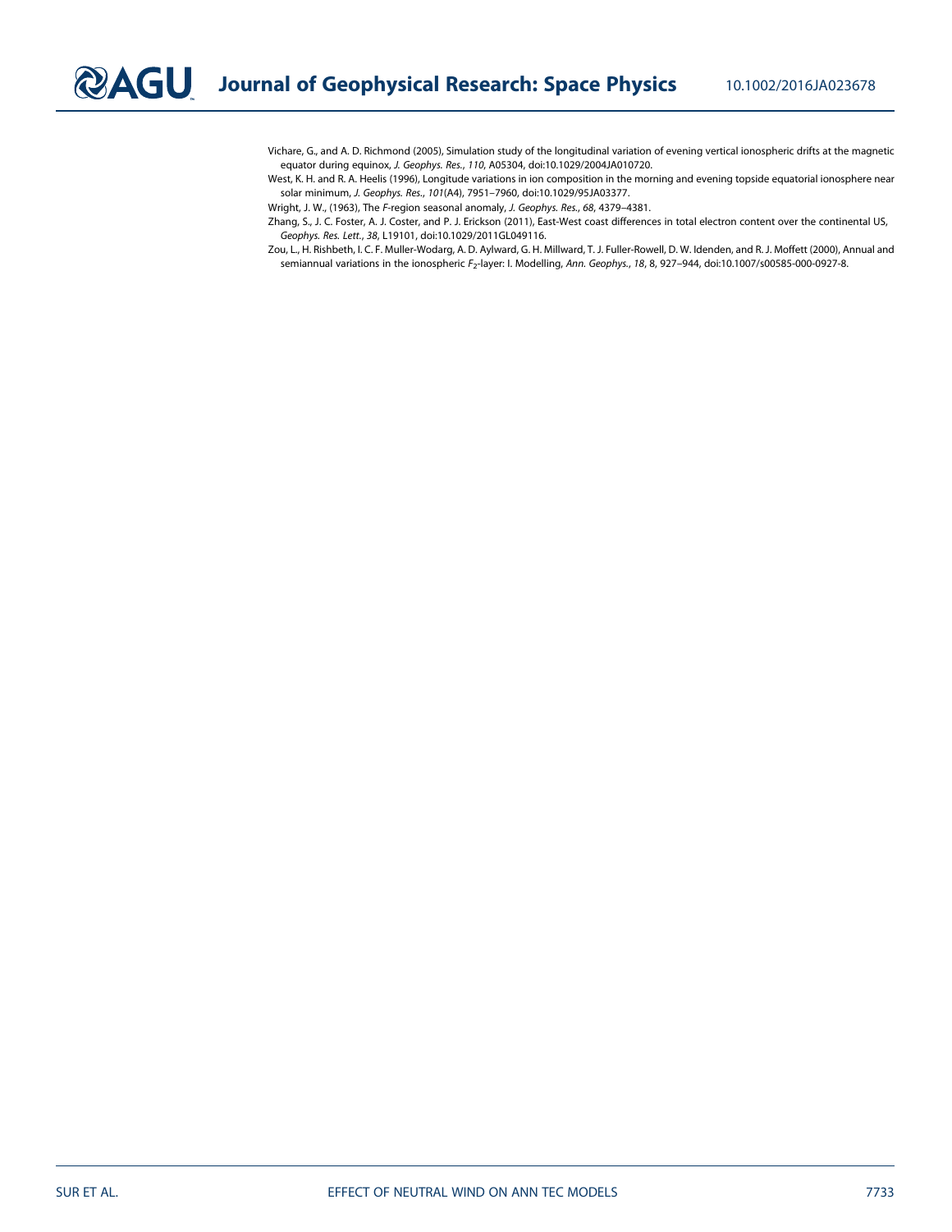Vichare, G., and A. D. Richmond (2005), Simulation study of the longitudinal variation of evening vertical ionospheric drifts at the magnetic equator during equinox, *J. Geophys. Res.*, *110*, A05304, doi:10.1029/2004JA010720.

West, K. H. and R. A. Heelis (1996), Longitude variations in ion composition in the morning and evening topside equatorial ionosphere near solar minimum, *J. Geophys. Res.*, *101*(A4), 7951–7960, doi:10.1029/95JA03377.

Wright, J. W., (1963), The *F*-region seasonal anomaly, *J. Geophys. Res.*, *68*, 4379–4381.

Zhang, S., J. C. Foster, A. J. Coster, and P. J. Erickson (2011), East-West coast differences in total electron content over the continental US, *Geophys. Res. Lett.*, *38*, L19101, doi:10.1029/2011GL049116.

Zou, L., H. Rishbeth, I. C. F. Muller-Wodarg, A. D. Aylward, G. H. Millward, T. J. Fuller-Rowell, D. W. Idenden, and R. J. Moffett (2000), Annual and semiannual variations in the ionospheric $F_2$-layer: I. Modelling, *Ann. Geophys.*, *18*, 8, 927–944, doi:10.1007/s00585-000-0927-8.